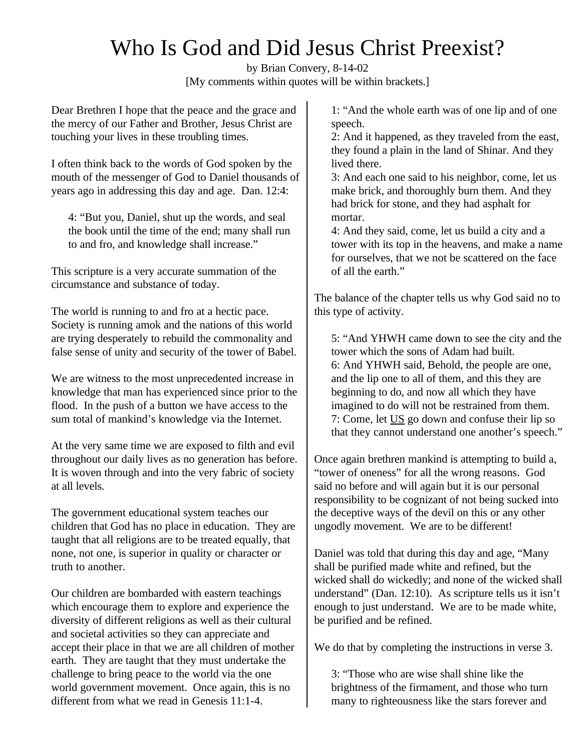# Who Is God and Did Jesus Christ Preexist?

by Brian Convery, 8-14-02

[My comments within quotes will be within brackets.]

Dear Brethren I hope that the peace and the grace and the mercy of our Father and Brother, Jesus Christ are touching your lives in these troubling times.

I often think back to the words of God spoken by the mouth of the messenger of God to Daniel thousands of years ago in addressing this day and age. Dan. 12:4:

> 4: "But you, Daniel, shut up the words, and seal the book until the time of the end; many shall run to and fro, and knowledge shall increase."

This scripture is a very accurate summation of the circumstance and substance of today.

The world is running to and fro at a hectic pace. Society is running amok and the nations of this world are trying desperately to rebuild the commonality and false sense of unity and security of the tower of Babel.

We are witness to the most unprecedented increase in knowledge that man has experienced since prior to the flood. In the push of a button we have access to the sum total of mankind's knowledge via the Internet.

At the very same time we are exposed to filth and evil throughout our daily lives as no generation has before. It is woven through and into the very fabric of society at all levels.

The government educational system teaches our children that God has no place in education. They are taught that all religions are to be treated equally, that none, not one, is superior in quality or character or truth to another.

Our children are bombarded with eastern teachings which encourage them to explore and experience the diversity of different religions as well as their cultural and societal activities so they can appreciate and accept their place in that we are all children of mother earth. They are taught that they must undertake the challenge to bring peace to the world via the one world government movement. Once again, this is no different from what we read in Genesis 11:1-4.

> 1: "And the whole earth was of one lip and of one speech.
> 2: And it happened, as they traveled from the east, they found a plain in the land of Shinar. And they lived there.
> 3: And each one said to his neighbor, come, let us make brick, and thoroughly burn them. And they had brick for stone, and they had asphalt for mortar.
> 4: And they said, come, let us build a city and a tower with its top in the heavens, and make a name for ourselves, that we not be scattered on the face of all the earth."

The balance of the chapter tells us why God said no to this type of activity.

> 5: "And YHWH came down to see the city and the tower which the sons of Adam had built.
> 6: And YHWH said, Behold, the people are one, and the lip one to all of them, and this they are beginning to do, and now all which they have imagined to do will not be restrained from them.
> 7: Come, let <u>US</u> go down and confuse their lip so that they cannot understand one another's speech."

Once again brethren mankind is attempting to build a, "tower of oneness" for all the wrong reasons. God said no before and will again but it is our personal responsibility to be cognizant of not being sucked into the deceptive ways of the devil on this or any other ungodly movement. We are to be different!

Daniel was told that during this day and age, "Many shall be purified made white and refined, but the wicked shall do wickedly; and none of the wicked shall understand" (Dan. 12:10). As scripture tells us it isn't enough to just understand. We are to be made white, be purified and be refined.

We do that by completing the instructions in verse 3.

> 3: "Those who are wise shall shine like the brightness of the firmament, and those who turn many to righteousness like the stars forever and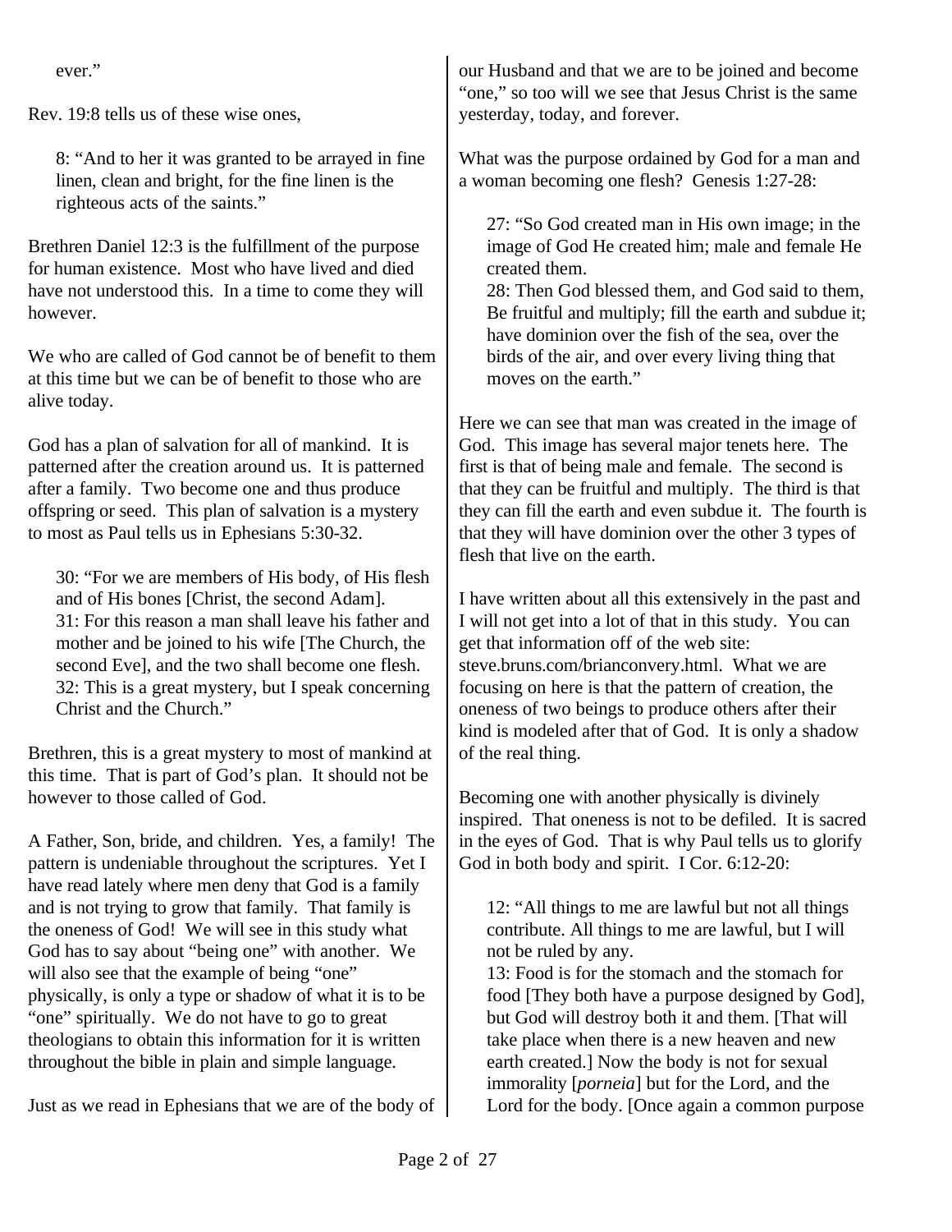ever."

Rev. 19:8 tells us of these wise ones,

> 8: "And to her it was granted to be arrayed in fine linen, clean and bright, for the fine linen is the righteous acts of the saints."

Brethren Daniel 12:3 is the fulfillment of the purpose for human existence. Most who have lived and died have not understood this. In a time to come they will however.

We who are called of God cannot be of benefit to them at this time but we can be of benefit to those who are alive today.

God has a plan of salvation for all of mankind. It is patterned after the creation around us. It is patterned after a family. Two become one and thus produce offspring or seed. This plan of salvation is a mystery to most as Paul tells us in Ephesians 5:30-32.

> 30: "For we are members of His body, of His flesh and of His bones [Christ, the second Adam].
> 31: For this reason a man shall leave his father and mother and be joined to his wife [The Church, the second Eve], and the two shall become one flesh.
> 32: This is a great mystery, but I speak concerning Christ and the Church."

Brethren, this is a great mystery to most of mankind at this time. That is part of God's plan. It should not be however to those called of God.

A Father, Son, bride, and children. Yes, a family! The pattern is undeniable throughout the scriptures. Yet I have read lately where men deny that God is a family and is not trying to grow that family. That family is the oneness of God! We will see in this study what God has to say about "being one" with another. We will also see that the example of being "one" physically, is only a type or shadow of what it is to be "one" spiritually. We do not have to go to great theologians to obtain this information for it is written throughout the bible in plain and simple language.

Just as we read in Ephesians that we are of the body of our Husband and that we are to be joined and become "one," so too will we see that Jesus Christ is the same yesterday, today, and forever.

What was the purpose ordained by God for a man and a woman becoming one flesh? Genesis 1:27-28:

> 27: "So God created man in His own image; in the image of God He created him; male and female He created them.
> 28: Then God blessed them, and God said to them, Be fruitful and multiply; fill the earth and subdue it; have dominion over the fish of the sea, over the birds of the air, and over every living thing that moves on the earth."

Here we can see that man was created in the image of God. This image has several major tenets here. The first is that of being male and female. The second is that they can be fruitful and multiply. The third is that they can fill the earth and even subdue it. The fourth is that they will have dominion over the other 3 types of flesh that live on the earth.

I have written about all this extensively in the past and I will not get into a lot of that in this study. You can get that information off of the web site: steve.bruns.com/brianconvery.html. What we are focusing on here is that the pattern of creation, the oneness of two beings to produce others after their kind is modeled after that of God. It is only a shadow of the real thing.

Becoming one with another physically is divinely inspired. That oneness is not to be defiled. It is sacred in the eyes of God. That is why Paul tells us to glorify God in both body and spirit. I Cor. 6:12-20:

> 12: "All things to me are lawful but not all things contribute. All things to me are lawful, but I will not be ruled by any.
> 13: Food is for the stomach and the stomach for food [They both have a purpose designed by God], but God will destroy both it and them. [That will take place when there is a new heaven and new earth created.] Now the body is not for sexual immorality [*porneia*] but for the Lord, and the Lord for the body. [Once again a common purpose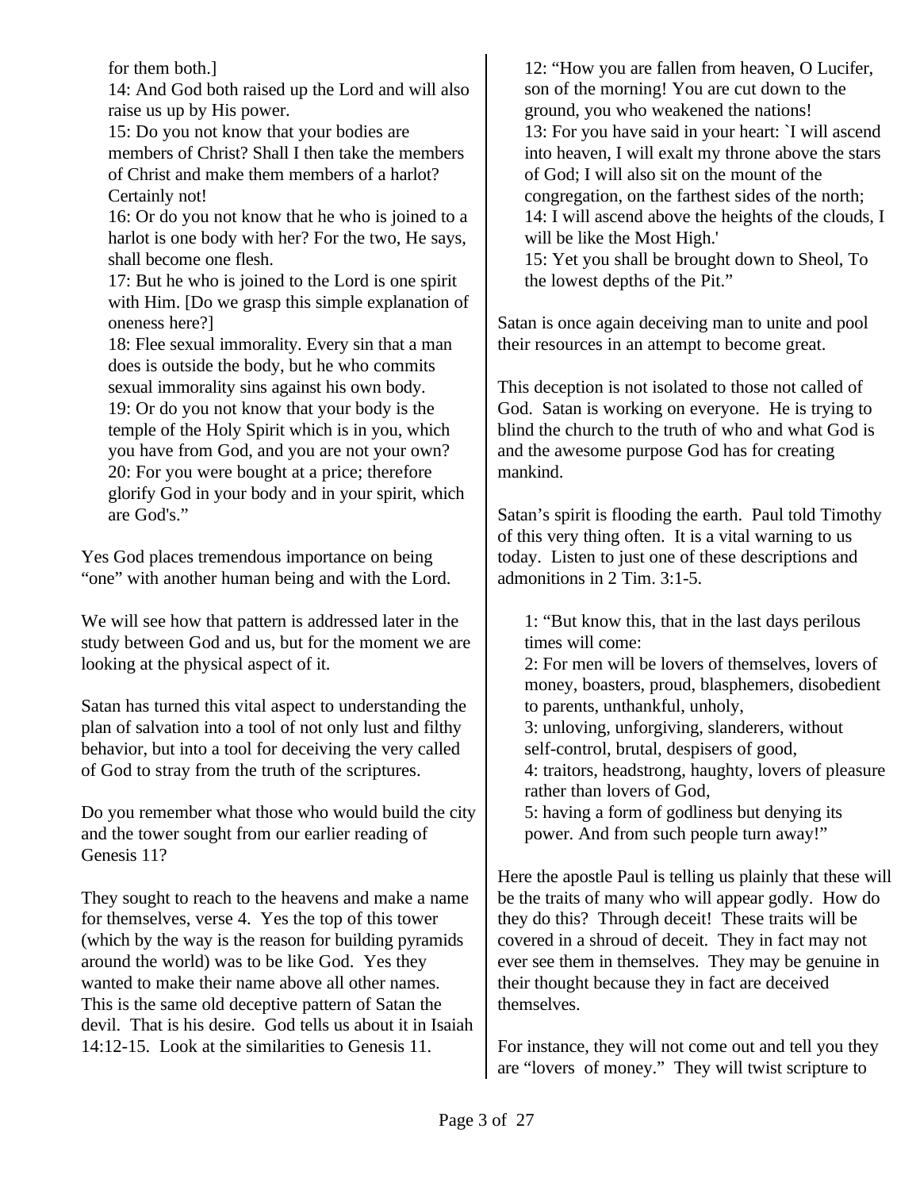for them both.]
14: And God both raised up the Lord and will also raise us up by His power.
15: Do you not know that your bodies are members of Christ? Shall I then take the members of Christ and make them members of a harlot? Certainly not!
16: Or do you not know that he who is joined to a harlot is one body with her? For the two, He says, shall become one flesh.
17: But he who is joined to the Lord is one spirit with Him. [Do we grasp this simple explanation of oneness here?]
18: Flee sexual immorality. Every sin that a man does is outside the body, but he who commits sexual immorality sins against his own body.
19: Or do you not know that your body is the temple of the Holy Spirit which is in you, which you have from God, and you are not your own?
20: For you were bought at a price; therefore glorify God in your body and in your spirit, which are God's."

Yes God places tremendous importance on being "one" with another human being and with the Lord.

We will see how that pattern is addressed later in the study between God and us, but for the moment we are looking at the physical aspect of it.

Satan has turned this vital aspect to understanding the plan of salvation into a tool of not only lust and filthy behavior, but into a tool for deceiving the very called of God to stray from the truth of the scriptures.

Do you remember what those who would build the city and the tower sought from our earlier reading of Genesis 11?

They sought to reach to the heavens and make a name for themselves, verse 4. Yes the top of this tower (which by the way is the reason for building pyramids around the world) was to be like God. Yes they wanted to make their name above all other names. This is the same old deceptive pattern of Satan the devil. That is his desire. God tells us about it in Isaiah 14:12-15. Look at the similarities to Genesis 11.

12: "How you are fallen from heaven, O Lucifer, son of the morning! You are cut down to the ground, you who weakened the nations!
13: For you have said in your heart: `I will ascend into heaven, I will exalt my throne above the stars of God; I will also sit on the mount of the congregation, on the farthest sides of the north;
14: I will ascend above the heights of the clouds, I will be like the Most High.'
15: Yet you shall be brought down to Sheol, To the lowest depths of the Pit."

Satan is once again deceiving man to unite and pool their resources in an attempt to become great.

This deception is not isolated to those not called of God. Satan is working on everyone. He is trying to blind the church to the truth of who and what God is and the awesome purpose God has for creating mankind.

Satan's spirit is flooding the earth. Paul told Timothy of this very thing often. It is a vital warning to us today. Listen to just one of these descriptions and admonitions in 2 Tim. 3:1-5.

1: "But know this, that in the last days perilous times will come:
2: For men will be lovers of themselves, lovers of money, boasters, proud, blasphemers, disobedient to parents, unthankful, unholy,
3: unloving, unforgiving, slanderers, without self-control, brutal, despisers of good,
4: traitors, headstrong, haughty, lovers of pleasure rather than lovers of God,
5: having a form of godliness but denying its power. And from such people turn away!"

Here the apostle Paul is telling us plainly that these will be the traits of many who will appear godly. How do they do this? Through deceit! These traits will be covered in a shroud of deceit. They in fact may not ever see them in themselves. They may be genuine in their thought because they in fact are deceived themselves.

For instance, they will not come out and tell you they are "lovers of money." They will twist scripture to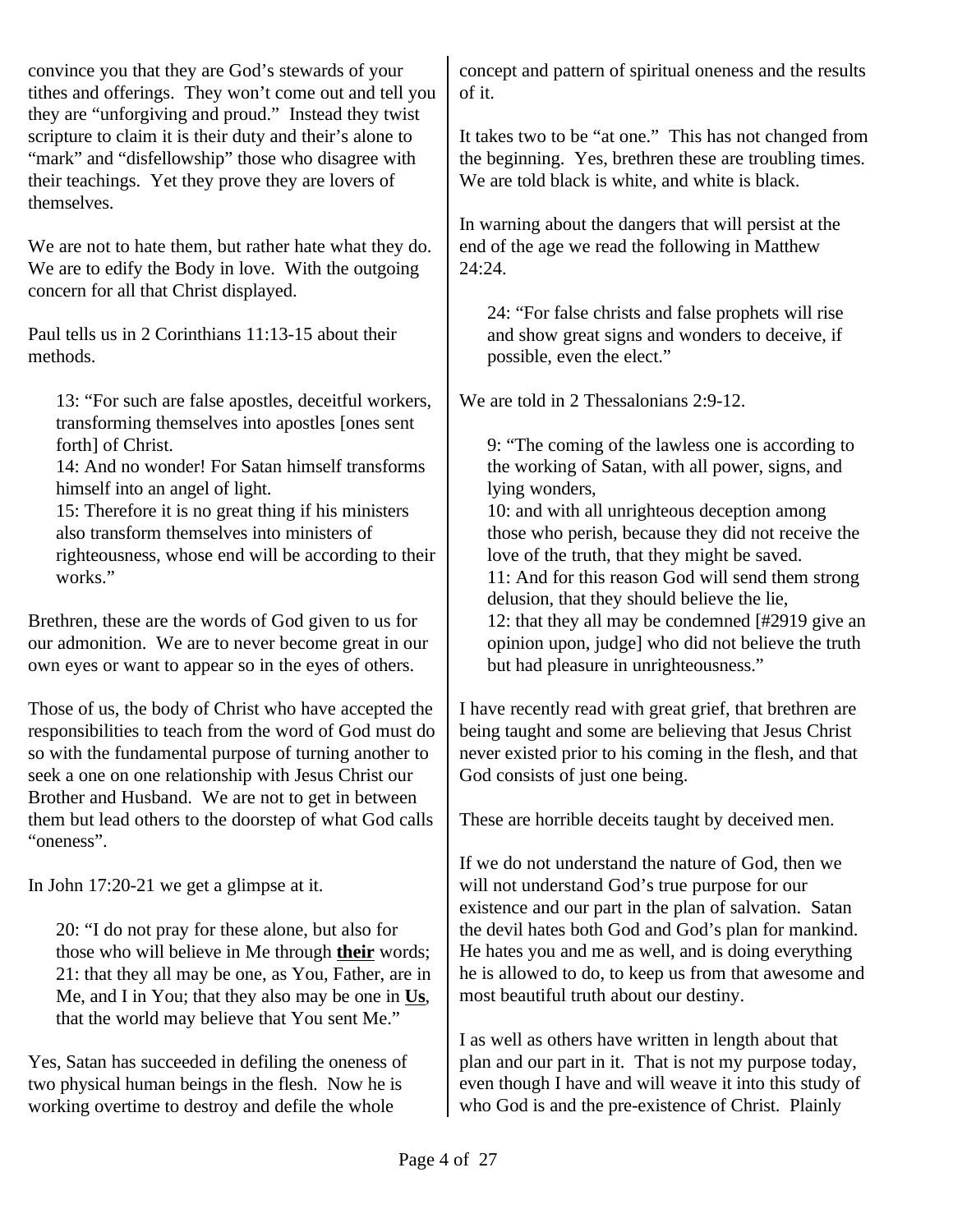convince you that they are God's stewards of your tithes and offerings. They won't come out and tell you they are "unforgiving and proud." Instead they twist scripture to claim it is their duty and their's alone to "mark" and "disfellowship" those who disagree with their teachings. Yet they prove they are lovers of themselves.

We are not to hate them, but rather hate what they do. We are to edify the Body in love. With the outgoing concern for all that Christ displayed.

Paul tells us in 2 Corinthians 11:13-15 about their methods.

> 13: "For such are false apostles, deceitful workers, transforming themselves into apostles [ones sent forth] of Christ.
> 14: And no wonder! For Satan himself transforms himself into an angel of light.
> 15: Therefore it is no great thing if his ministers also transform themselves into ministers of righteousness, whose end will be according to their works."

Brethren, these are the words of God given to us for our admonition. We are to never become great in our own eyes or want to appear so in the eyes of others.

Those of us, the body of Christ who have accepted the responsibilities to teach from the word of God must do so with the fundamental purpose of turning another to seek a one on one relationship with Jesus Christ our Brother and Husband. We are not to get in between them but lead others to the doorstep of what God calls "oneness".

In John 17:20-21 we get a glimpse at it.

> 20: "I do not pray for these alone, but also for those who will believe in Me through **<u>their</u>** words;
> 21: that they all may be one, as You, Father, are in Me, and I in You; that they also may be one in **<u>Us</u>**, that the world may believe that You sent Me."

Yes, Satan has succeeded in defiling the oneness of two physical human beings in the flesh. Now he is working overtime to destroy and defile the whole concept and pattern of spiritual oneness and the results of it.

It takes two to be "at one." This has not changed from the beginning. Yes, brethren these are troubling times. We are told black is white, and white is black.

In warning about the dangers that will persist at the end of the age we read the following in Matthew 24:24.

> 24: "For false christs and false prophets will rise and show great signs and wonders to deceive, if possible, even the elect."

We are told in 2 Thessalonians 2:9-12.

> 9: "The coming of the lawless one is according to the working of Satan, with all power, signs, and lying wonders,
> 10: and with all unrighteous deception among those who perish, because they did not receive the love of the truth, that they might be saved.
> 11: And for this reason God will send them strong delusion, that they should believe the lie,
> 12: that they all may be condemned [#2919 give an opinion upon, judge] who did not believe the truth but had pleasure in unrighteousness."

I have recently read with great grief, that brethren are being taught and some are believing that Jesus Christ never existed prior to his coming in the flesh, and that God consists of just one being.

These are horrible deceits taught by deceived men.

If we do not understand the nature of God, then we will not understand God's true purpose for our existence and our part in the plan of salvation. Satan the devil hates both God and God's plan for mankind. He hates you and me as well, and is doing everything he is allowed to do, to keep us from that awesome and most beautiful truth about our destiny.

I as well as others have written in length about that plan and our part in it. That is not my purpose today, even though I have and will weave it into this study of who God is and the pre-existence of Christ. Plainly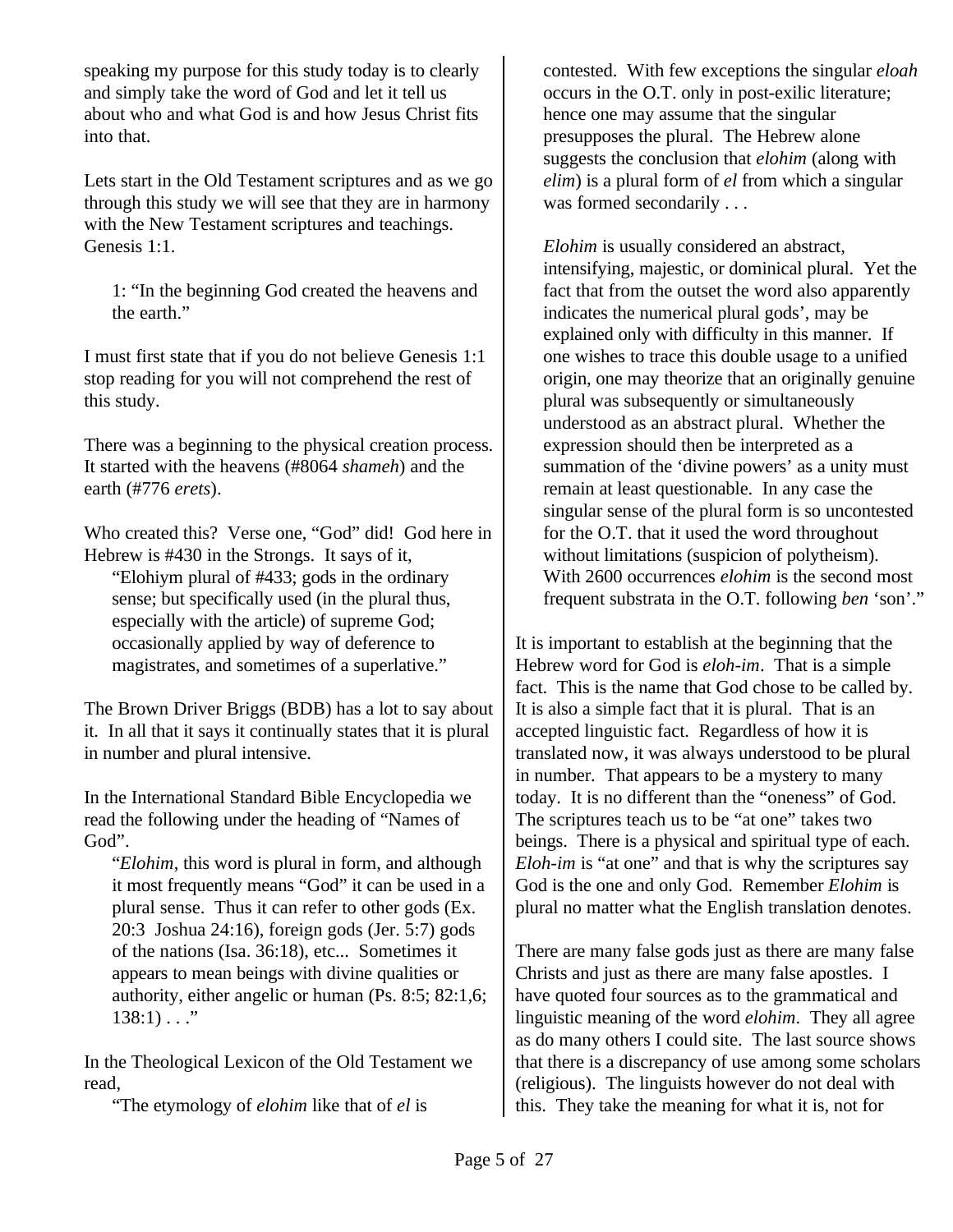speaking my purpose for this study today is to clearly and simply take the word of God and let it tell us about who and what God is and how Jesus Christ fits into that.

Lets start in the Old Testament scriptures and as we go through this study we will see that they are in harmony with the New Testament scriptures and teachings. Genesis 1:1.

> 1: "In the beginning God created the heavens and the earth."

I must first state that if you do not believe Genesis 1:1 stop reading for you will not comprehend the rest of this study.

There was a beginning to the physical creation process. It started with the heavens (#8064 *shameh*) and the earth (#776 *erets*).

Who created this? Verse one, "God" did! God here in Hebrew is #430 in the Strongs. It says of it,

> "Elohiym plural of #433; gods in the ordinary sense; but specifically used (in the plural thus, especially with the article) of supreme God; occasionally applied by way of deference to magistrates, and sometimes of a superlative."

The Brown Driver Briggs (BDB) has a lot to say about it. In all that it says it continually states that it is plural in number and plural intensive.

In the International Standard Bible Encyclopedia we read the following under the heading of "Names of God".

> "*Elohim*, this word is plural in form, and although it most frequently means "God" it can be used in a plural sense. Thus it can refer to other gods (Ex. 20:3 Joshua 24:16), foreign gods (Jer. 5:7) gods of the nations (Isa. 36:18), etc... Sometimes it appears to mean beings with divine qualities or authority, either angelic or human (Ps. 8:5; 82:1,6; 138:1) . . ."

In the Theological Lexicon of the Old Testament we read,

> "The etymology of *elohim* like that of *el* is contested. With few exceptions the singular *eloah* occurs in the O.T. only in post-exilic literature; hence one may assume that the singular presupposes the plural. The Hebrew alone suggests the conclusion that *elohim* (along with *elim*) is a plural form of *el* from which a singular was formed secondarily . . .
>
> *Elohim* is usually considered an abstract, intensifying, majestic, or dominical plural. Yet the fact that from the outset the word also apparently indicates the numerical plural gods', may be explained only with difficulty in this manner. If one wishes to trace this double usage to a unified origin, one may theorize that an originally genuine plural was subsequently or simultaneously understood as an abstract plural. Whether the expression should then be interpreted as a summation of the 'divine powers' as a unity must remain at least questionable. In any case the singular sense of the plural form is so uncontested for the O.T. that it used the word throughout without limitations (suspicion of polytheism). With 2600 occurrences *elohim* is the second most frequent substrata in the O.T. following *ben* 'son'."

It is important to establish at the beginning that the Hebrew word for God is *eloh-im*. That is a simple fact. This is the name that God chose to be called by. It is also a simple fact that it is plural. That is an accepted linguistic fact. Regardless of how it is translated now, it was always understood to be plural in number. That appears to be a mystery to many today. It is no different than the "oneness" of God. The scriptures teach us to be "at one" takes two beings. There is a physical and spiritual type of each. *Eloh-im* is "at one" and that is why the scriptures say God is the one and only God. Remember *Elohim* is plural no matter what the English translation denotes.

There are many false gods just as there are many false Christs and just as there are many false apostles. I have quoted four sources as to the grammatical and linguistic meaning of the word *elohim*. They all agree as do many others I could site. The last source shows that there is a discrepancy of use among some scholars (religious). The linguists however do not deal with this. They take the meaning for what it is, not for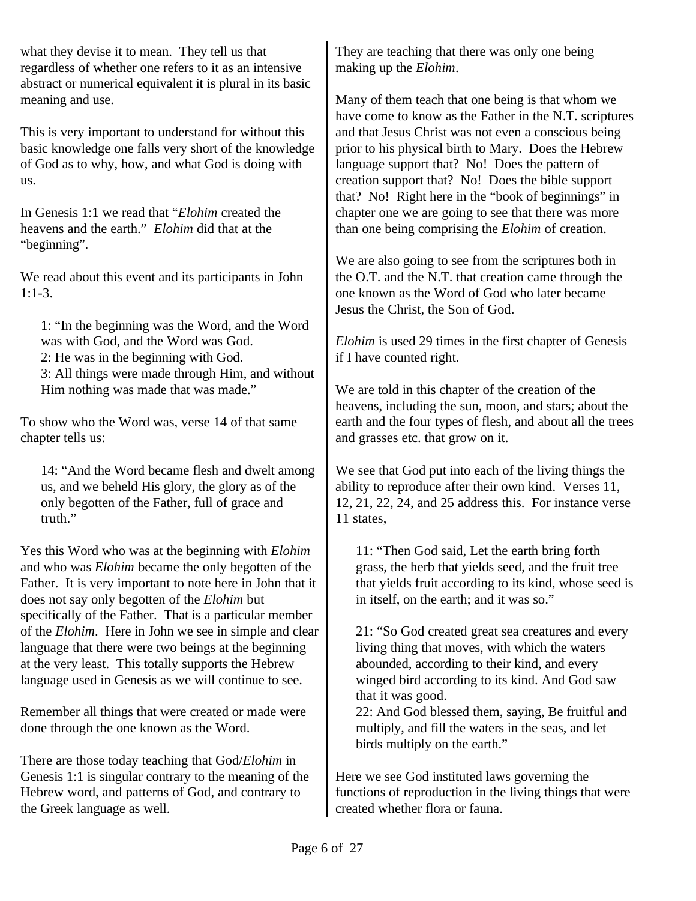what they devise it to mean. They tell us that regardless of whether one refers to it as an intensive abstract or numerical equivalent it is plural in its basic meaning and use.

This is very important to understand for without this basic knowledge one falls very short of the knowledge of God as to why, how, and what God is doing with us.

In Genesis 1:1 we read that "*Elohim* created the heavens and the earth." *Elohim* did that at the "beginning".

We read about this event and its participants in John 1:1-3.

> 1: "In the beginning was the Word, and the Word was with God, and the Word was God.
> 2: He was in the beginning with God.
> 3: All things were made through Him, and without Him nothing was made that was made."

To show who the Word was, verse 14 of that same chapter tells us:

> 14: "And the Word became flesh and dwelt among us, and we beheld His glory, the glory as of the only begotten of the Father, full of grace and truth."

Yes this Word who was at the beginning with *Elohim* and who was *Elohim* became the only begotten of the Father. It is very important to note here in John that it does not say only begotten of the *Elohim* but specifically of the Father. That is a particular member of the *Elohim*. Here in John we see in simple and clear language that there were two beings at the beginning at the very least. This totally supports the Hebrew language used in Genesis as we will continue to see.

Remember all things that were created or made were done through the one known as the Word.

There are those today teaching that God/*Elohim* in Genesis 1:1 is singular contrary to the meaning of the Hebrew word, and patterns of God, and contrary to the Greek language as well.

They are teaching that there was only one being making up the *Elohim*.

Many of them teach that one being is that whom we have come to know as the Father in the N.T. scriptures and that Jesus Christ was not even a conscious being prior to his physical birth to Mary. Does the Hebrew language support that? No! Does the pattern of creation support that? No! Does the bible support that? No! Right here in the "book of beginnings" in chapter one we are going to see that there was more than one being comprising the *Elohim* of creation.

We are also going to see from the scriptures both in the O.T. and the N.T. that creation came through the one known as the Word of God who later became Jesus the Christ, the Son of God.

*Elohim* is used 29 times in the first chapter of Genesis if I have counted right.

We are told in this chapter of the creation of the heavens, including the sun, moon, and stars; about the earth and the four types of flesh, and about all the trees and grasses etc. that grow on it.

We see that God put into each of the living things the ability to reproduce after their own kind. Verses 11, 12, 21, 22, 24, and 25 address this. For instance verse 11 states,

> 11: "Then God said, Let the earth bring forth grass, the herb that yields seed, and the fruit tree that yields fruit according to its kind, whose seed is in itself, on the earth; and it was so."

> 21: "So God created great sea creatures and every living thing that moves, with which the waters abounded, according to their kind, and every winged bird according to its kind. And God saw that it was good.
> 22: And God blessed them, saying, Be fruitful and multiply, and fill the waters in the seas, and let birds multiply on the earth."

Here we see God instituted laws governing the functions of reproduction in the living things that were created whether flora or fauna.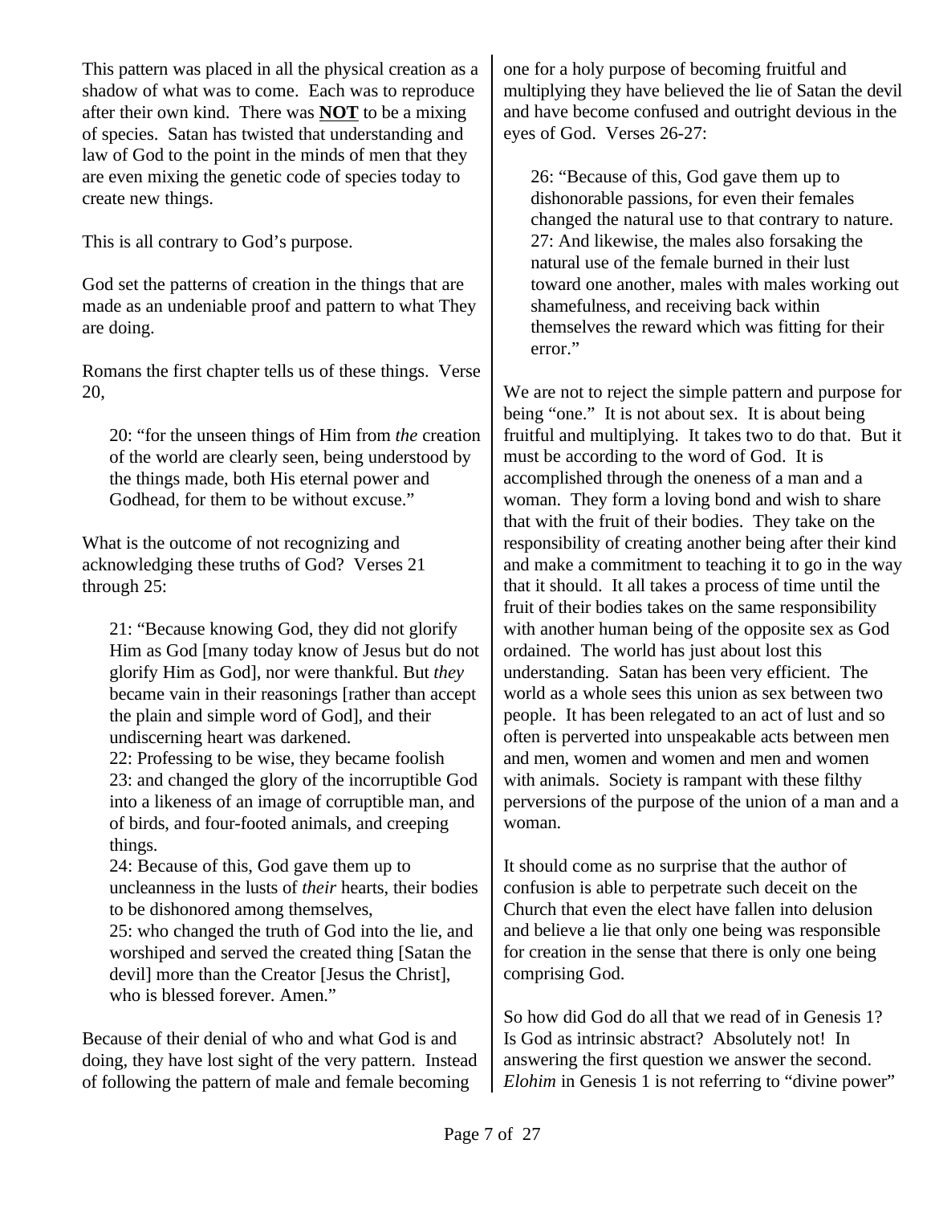This pattern was placed in all the physical creation as a shadow of what was to come. Each was to reproduce after their own kind. There was **NOT** to be a mixing of species. Satan has twisted that understanding and law of God to the point in the minds of men that they are even mixing the genetic code of species today to create new things.

This is all contrary to God's purpose.

God set the patterns of creation in the things that are made as an undeniable proof and pattern to what They are doing.

Romans the first chapter tells us of these things. Verse 20,

> 20: "for the unseen things of Him from *the* creation of the world are clearly seen, being understood by the things made, both His eternal power and Godhead, for them to be without excuse."

What is the outcome of not recognizing and acknowledging these truths of God? Verses 21 through 25:

> 21: "Because knowing God, they did not glorify Him as God [many today know of Jesus but do not glorify Him as God], nor were thankful. But *they* became vain in their reasonings [rather than accept the plain and simple word of God], and their undiscerning heart was darkened.
> 22: Professing to be wise, they became foolish
> 23: and changed the glory of the incorruptible God into a likeness of an image of corruptible man, and of birds, and four-footed animals, and creeping things.
> 24: Because of this, God gave them up to uncleanness in the lusts of *their* hearts, their bodies to be dishonored among themselves,
> 25: who changed the truth of God into the lie, and worshiped and served the created thing [Satan the devil] more than the Creator [Jesus the Christ], who is blessed forever. Amen."

Because of their denial of who and what God is and doing, they have lost sight of the very pattern. Instead of following the pattern of male and female becoming one for a holy purpose of becoming fruitful and multiplying they have believed the lie of Satan the devil and have become confused and outright devious in the eyes of God. Verses 26-27:

> 26: "Because of this, God gave them up to dishonorable passions, for even their females changed the natural use to that contrary to nature.
> 27: And likewise, the males also forsaking the natural use of the female burned in their lust toward one another, males with males working out shamefulness, and receiving back within themselves the reward which was fitting for their error."

We are not to reject the simple pattern and purpose for being "one." It is not about sex. It is about being fruitful and multiplying. It takes two to do that. But it must be according to the word of God. It is accomplished through the oneness of a man and a woman. They form a loving bond and wish to share that with the fruit of their bodies. They take on the responsibility of creating another being after their kind and make a commitment to teaching it to go in the way that it should. It all takes a process of time until the fruit of their bodies takes on the same responsibility with another human being of the opposite sex as God ordained. The world has just about lost this understanding. Satan has been very efficient. The world as a whole sees this union as sex between two people. It has been relegated to an act of lust and so often is perverted into unspeakable acts between men and men, women and women and men and women with animals. Society is rampant with these filthy perversions of the purpose of the union of a man and a woman.

It should come as no surprise that the author of confusion is able to perpetrate such deceit on the Church that even the elect have fallen into delusion and believe a lie that only one being was responsible for creation in the sense that there is only one being comprising God.

So how did God do all that we read of in Genesis 1? Is God as intrinsic abstract? Absolutely not! In answering the first question we answer the second. *Elohim* in Genesis 1 is not referring to "divine power"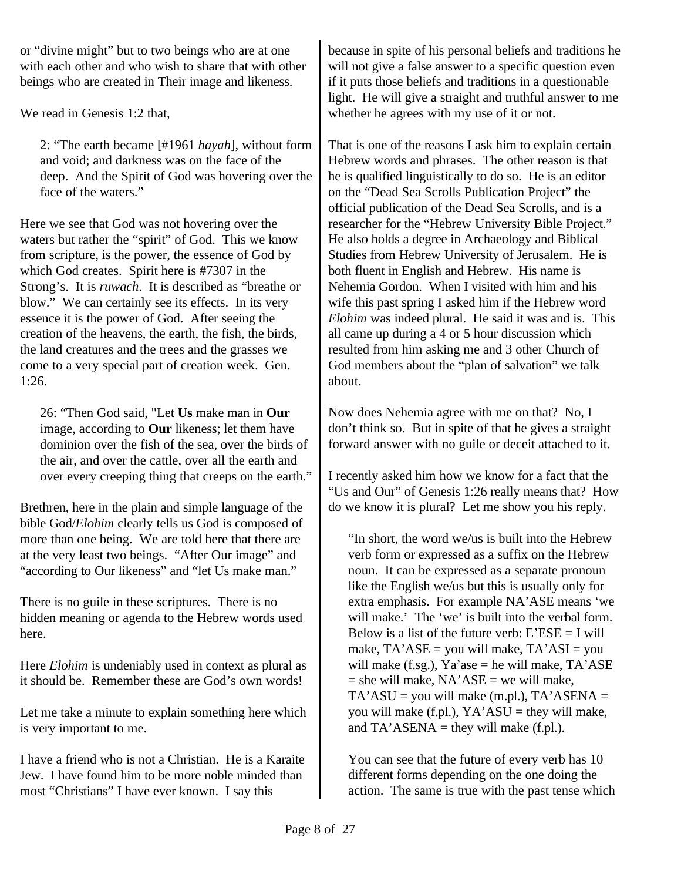or "divine might" but to two beings who are at one with each other and who wish to share that with other beings who are created in Their image and likeness.

We read in Genesis 1:2 that,

> 2: "The earth became [#1961 *hayah*], without form and void; and darkness was on the face of the deep. And the Spirit of God was hovering over the face of the waters."

Here we see that God was not hovering over the waters but rather the "spirit" of God. This we know from scripture, is the power, the essence of God by which God creates. Spirit here is #7307 in the Strong's. It is *ruwach*. It is described as "breathe or blow." We can certainly see its effects. In its very essence it is the power of God. After seeing the creation of the heavens, the earth, the fish, the birds, the land creatures and the trees and the grasses we come to a very special part of creation week. Gen. 1:26.

> 26: "Then God said, "Let **<u>Us</u>** make man in **<u>Our</u>** image, according to **<u>Our</u>** likeness; let them have dominion over the fish of the sea, over the birds of the air, and over the cattle, over all the earth and over every creeping thing that creeps on the earth."

Brethren, here in the plain and simple language of the bible God/*Elohim* clearly tells us God is composed of more than one being. We are told here that there are at the very least two beings. "After Our image" and "according to Our likeness" and "let Us make man."

There is no guile in these scriptures. There is no hidden meaning or agenda to the Hebrew words used here.

Here *Elohim* is undeniably used in context as plural as it should be. Remember these are God's own words!

Let me take a minute to explain something here which is very important to me.

I have a friend who is not a Christian. He is a Karaite Jew. I have found him to be more noble minded than most "Christians" I have ever known. I say this because in spite of his personal beliefs and traditions he will not give a false answer to a specific question even if it puts those beliefs and traditions in a questionable light. He will give a straight and truthful answer to me whether he agrees with my use of it or not.

That is one of the reasons I ask him to explain certain Hebrew words and phrases. The other reason is that he is qualified linguistically to do so. He is an editor on the "Dead Sea Scrolls Publication Project" the official publication of the Dead Sea Scrolls, and is a researcher for the "Hebrew University Bible Project." He also holds a degree in Archaeology and Biblical Studies from Hebrew University of Jerusalem. He is both fluent in English and Hebrew. His name is Nehemia Gordon. When I visited with him and his wife this past spring I asked him if the Hebrew word *Elohim* was indeed plural. He said it was and is. This all came up during a 4 or 5 hour discussion which resulted from him asking me and 3 other Church of God members about the "plan of salvation" we talk about.

Now does Nehemia agree with me on that? No, I don't think so. But in spite of that he gives a straight forward answer with no guile or deceit attached to it.

I recently asked him how we know for a fact that the "Us and Our" of Genesis 1:26 really means that? How do we know it is plural? Let me show you his reply.

> "In short, the word we/us is built into the Hebrew verb form or expressed as a suffix on the Hebrew noun. It can be expressed as a separate pronoun like the English we/us but this is usually only for extra emphasis. For example NA'ASE means 'we will make.' The 'we' is built into the verbal form. Below is a list of the future verb: E'ESE = I will make, TA'ASE = you will make, TA'ASI = you will make (f.sg.), Ya'ase = he will make, TA'ASE = she will make, NA'ASE = we will make, TA'ASU = you will make (m.pl.), TA'ASENA = you will make (f.pl.), YA'ASU = they will make, and TA'ASENA = they will make (f.pl.).
>
> You can see that the future of every verb has 10 different forms depending on the one doing the action. The same is true with the past tense which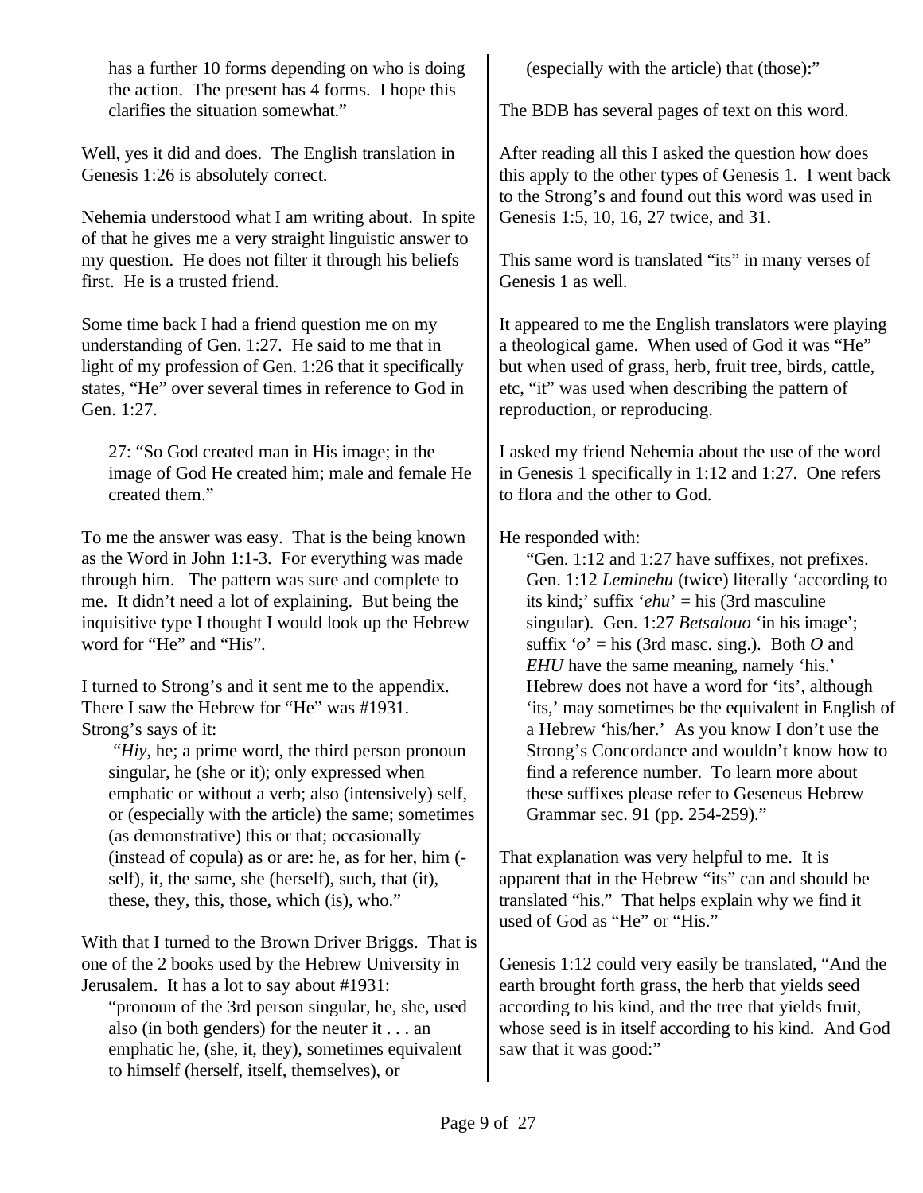has a further 10 forms depending on who is doing the action. The present has 4 forms. I hope this clarifies the situation somewhat."

Well, yes it did and does. The English translation in Genesis 1:26 is absolutely correct.

Nehemia understood what I am writing about. In spite of that he gives me a very straight linguistic answer to my question. He does not filter it through his beliefs first. He is a trusted friend.

Some time back I had a friend question me on my understanding of Gen. 1:27. He said to me that in light of my profession of Gen. 1:26 that it specifically states, "He" over several times in reference to God in Gen. 1:27.

> 27: "So God created man in His image; in the image of God He created him; male and female He created them."

To me the answer was easy. That is the being known as the Word in John 1:1-3. For everything was made through him. The pattern was sure and complete to me. It didn't need a lot of explaining. But being the inquisitive type I thought I would look up the Hebrew word for "He" and "His".

I turned to Strong's and it sent me to the appendix. There I saw the Hebrew for "He" was #1931. Strong's says of it:

> "*Hiy*, he; a prime word, the third person pronoun singular, he (she or it); only expressed when emphatic or without a verb; also (intensively) self, or (especially with the article) the same; sometimes (as demonstrative) this or that; occasionally (instead of copula) as or are: he, as for her, him (-self), it, the same, she (herself), such, that (it), these, they, this, those, which (is), who."

With that I turned to the Brown Driver Briggs. That is one of the 2 books used by the Hebrew University in Jerusalem. It has a lot to say about #1931:

> "pronoun of the 3rd person singular, he, she, used also (in both genders) for the neuter it . . . an emphatic he, (she, it, they), sometimes equivalent to himself (herself, itself, themselves), or (especially with the article) that (those):"

The BDB has several pages of text on this word.

After reading all this I asked the question how does this apply to the other types of Genesis 1. I went back to the Strong's and found out this word was used in Genesis 1:5, 10, 16, 27 twice, and 31.

This same word is translated "its" in many verses of Genesis 1 as well.

It appeared to me the English translators were playing a theological game. When used of God it was "He" but when used of grass, herb, fruit tree, birds, cattle, etc, "it" was used when describing the pattern of reproduction, or reproducing.

I asked my friend Nehemia about the use of the word in Genesis 1 specifically in 1:12 and 1:27. One refers to flora and the other to God.

He responded with:

> "Gen. 1:12 and 1:27 have suffixes, not prefixes. Gen. 1:12 *Leminehu* (twice) literally 'according to its kind;' suffix '*ehu*' = his (3rd masculine singular). Gen. 1:27 *Betsalouo* 'in his image'; suffix '*o*' = his (3rd masc. sing.). Both *O* and *EHU* have the same meaning, namely 'his.' Hebrew does not have a word for 'its', although 'its,' may sometimes be the equivalent in English of a Hebrew 'his/her.' As you know I don't use the Strong's Concordance and wouldn't know how to find a reference number. To learn more about these suffixes please refer to Geseneus Hebrew Grammar sec. 91 (pp. 254-259)."

That explanation was very helpful to me. It is apparent that in the Hebrew "its" can and should be translated "his." That helps explain why we find it used of God as "He" or "His."

Genesis 1:12 could very easily be translated, "And the earth brought forth grass, the herb that yields seed according to his kind, and the tree that yields fruit, whose seed is in itself according to his kind. And God saw that it was good:"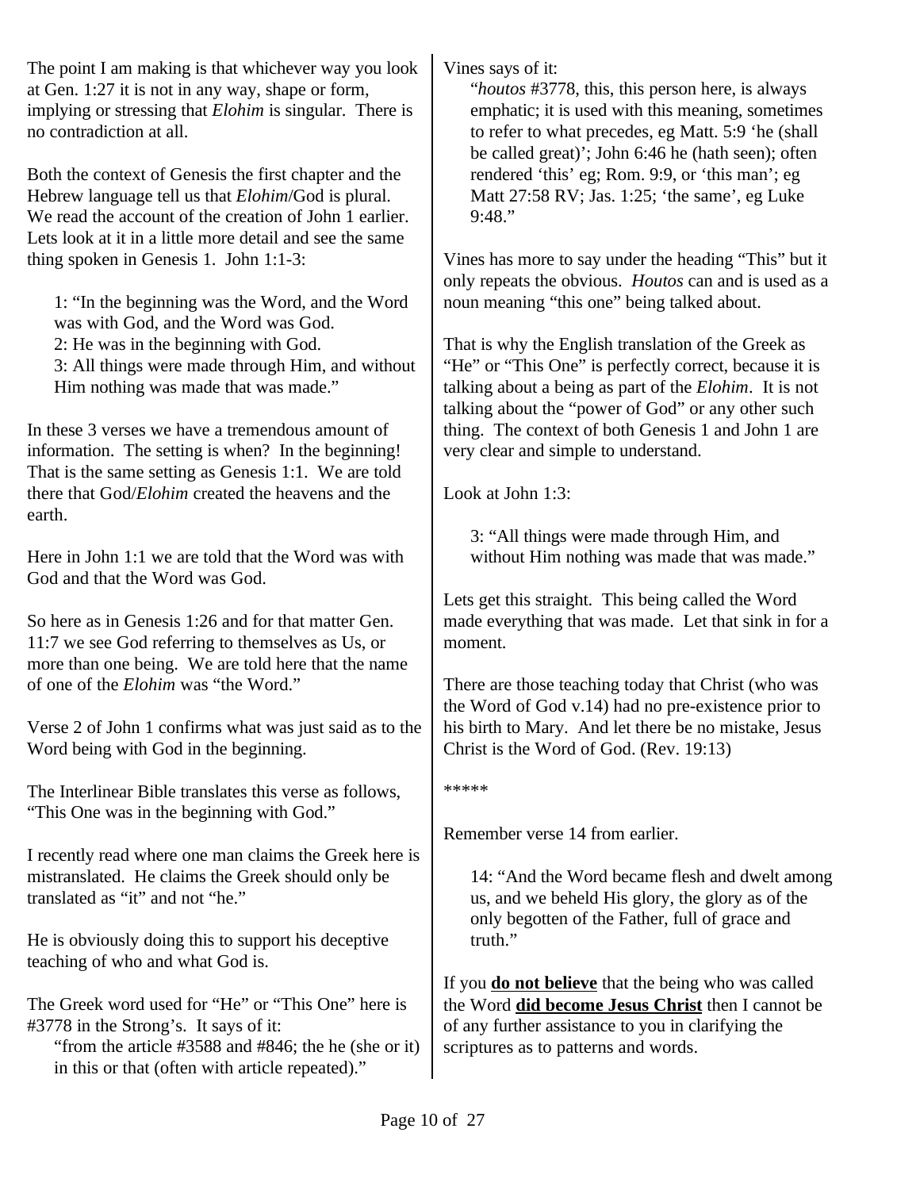The point I am making is that whichever way you look at Gen. 1:27 it is not in any way, shape or form, implying or stressing that *Elohim* is singular. There is no contradiction at all.

Both the context of Genesis the first chapter and the Hebrew language tell us that *Elohim*/God is plural. We read the account of the creation of John 1 earlier. Lets look at it in a little more detail and see the same thing spoken in Genesis 1. John 1:1-3:

> 1: "In the beginning was the Word, and the Word was with God, and the Word was God.
> 2: He was in the beginning with God.
> 3: All things were made through Him, and without Him nothing was made that was made."

In these 3 verses we have a tremendous amount of information. The setting is when? In the beginning! That is the same setting as Genesis 1:1. We are told there that God/*Elohim* created the heavens and the earth.

Here in John 1:1 we are told that the Word was with God and that the Word was God.

So here as in Genesis 1:26 and for that matter Gen. 11:7 we see God referring to themselves as Us, or more than one being. We are told here that the name of one of the *Elohim* was "the Word."

Verse 2 of John 1 confirms what was just said as to the Word being with God in the beginning.

The Interlinear Bible translates this verse as follows, "This One was in the beginning with God."

I recently read where one man claims the Greek here is mistranslated. He claims the Greek should only be translated as "it" and not "he."

He is obviously doing this to support his deceptive teaching of who and what God is.

The Greek word used for "He" or "This One" here is #3778 in the Strong's. It says of it:

> "from the article #3588 and #846; the he (she or it) in this or that (often with article repeated)."

Vines says of it:

> "*houtos* #3778, this, this person here, is always emphatic; it is used with this meaning, sometimes to refer to what precedes, eg Matt. 5:9 'he (shall be called great)'; John 6:46 he (hath seen); often rendered 'this' eg; Rom. 9:9, or 'this man'; eg Matt 27:58 RV; Jas. 1:25; 'the same', eg Luke 9:48."

Vines has more to say under the heading "This" but it only repeats the obvious. *Houtos* can and is used as a noun meaning "this one" being talked about.

That is why the English translation of the Greek as "He" or "This One" is perfectly correct, because it is talking about a being as part of the *Elohim*. It is not talking about the "power of God" or any other such thing. The context of both Genesis 1 and John 1 are very clear and simple to understand.

Look at John 1:3:

> 3: "All things were made through Him, and without Him nothing was made that was made."

Lets get this straight. This being called the Word made everything that was made. Let that sink in for a moment.

There are those teaching today that Christ (who was the Word of God v.14) had no pre-existence prior to his birth to Mary. And let there be no mistake, Jesus Christ is the Word of God. (Rev. 19:13)

*****

Remember verse 14 from earlier.

> 14: "And the Word became flesh and dwelt among us, and we beheld His glory, the glory as of the only begotten of the Father, full of grace and truth."

If you <u>**do not believe**</u> that the being who was called the Word <u>**did become Jesus Christ**</u> then I cannot be of any further assistance to you in clarifying the scriptures as to patterns and words.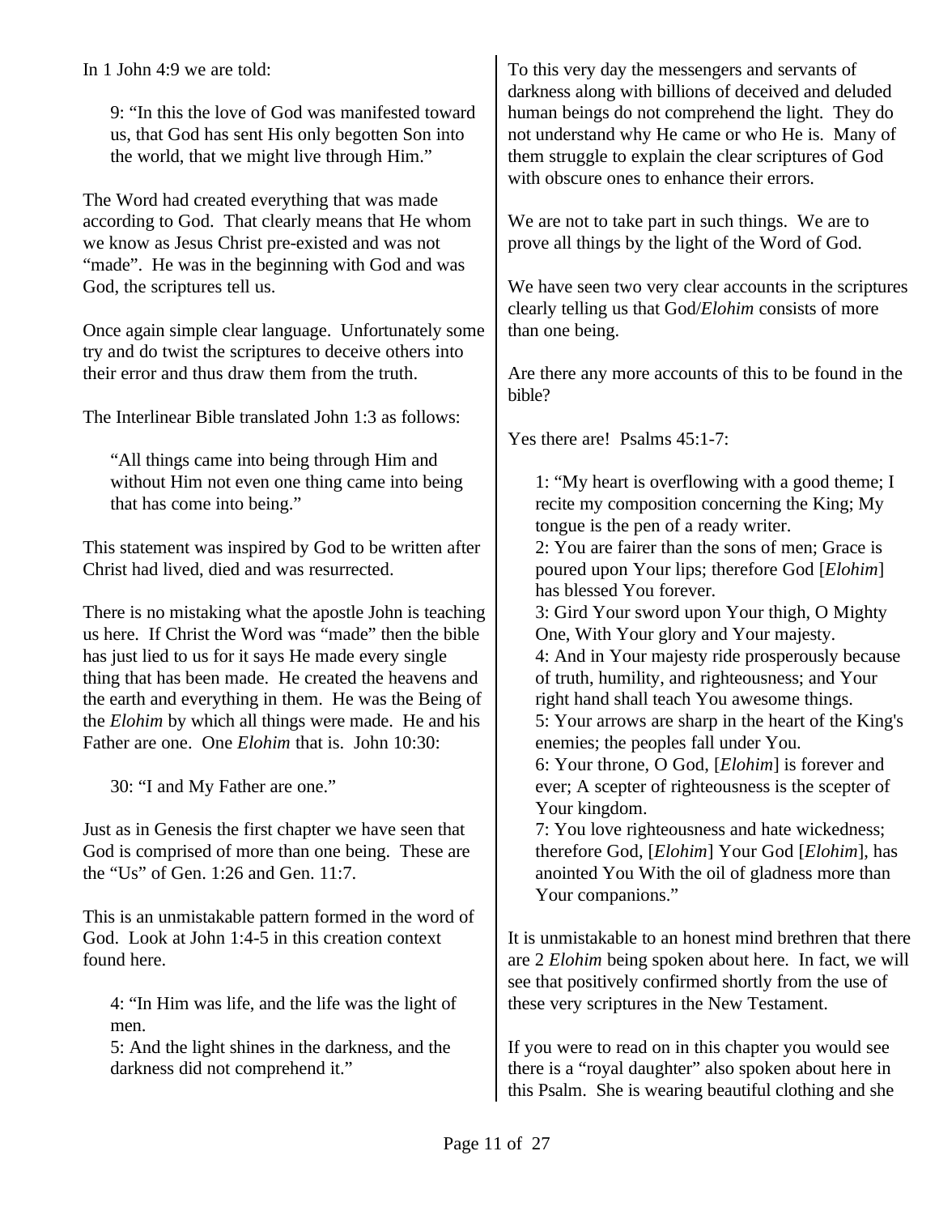In 1 John 4:9 we are told:

> 9: "In this the love of God was manifested toward us, that God has sent His only begotten Son into the world, that we might live through Him."

The Word had created everything that was made according to God. That clearly means that He whom we know as Jesus Christ pre-existed and was not "made". He was in the beginning with God and was God, the scriptures tell us.

Once again simple clear language. Unfortunately some try and do twist the scriptures to deceive others into their error and thus draw them from the truth.

The Interlinear Bible translated John 1:3 as follows:

> "All things came into being through Him and without Him not even one thing came into being that has come into being."

This statement was inspired by God to be written after Christ had lived, died and was resurrected.

There is no mistaking what the apostle John is teaching us here. If Christ the Word was "made" then the bible has just lied to us for it says He made every single thing that has been made. He created the heavens and the earth and everything in them. He was the Being of the *Elohim* by which all things were made. He and his Father are one. One *Elohim* that is. John 10:30:

> 30: "I and My Father are one."

Just as in Genesis the first chapter we have seen that God is comprised of more than one being. These are the "Us" of Gen. 1:26 and Gen. 11:7.

This is an unmistakable pattern formed in the word of God. Look at John 1:4-5 in this creation context found here.

> 4: "In Him was life, and the life was the light of men.
> 5: And the light shines in the darkness, and the darkness did not comprehend it."

To this very day the messengers and servants of darkness along with billions of deceived and deluded human beings do not comprehend the light. They do not understand why He came or who He is. Many of them struggle to explain the clear scriptures of God with obscure ones to enhance their errors.

We are not to take part in such things. We are to prove all things by the light of the Word of God.

We have seen two very clear accounts in the scriptures clearly telling us that God/*Elohim* consists of more than one being.

Are there any more accounts of this to be found in the bible?

Yes there are! Psalms 45:1-7:

> 1: "My heart is overflowing with a good theme; I recite my composition concerning the King; My tongue is the pen of a ready writer.
> 2: You are fairer than the sons of men; Grace is poured upon Your lips; therefore God [*Elohim*] has blessed You forever.
> 3: Gird Your sword upon Your thigh, O Mighty One, With Your glory and Your majesty.
> 4: And in Your majesty ride prosperously because of truth, humility, and righteousness; and Your right hand shall teach You awesome things.
> 5: Your arrows are sharp in the heart of the King's enemies; the peoples fall under You.
> 6: Your throne, O God, [*Elohim*] is forever and ever; A scepter of righteousness is the scepter of Your kingdom.
> 7: You love righteousness and hate wickedness; therefore God, [*Elohim*] Your God [*Elohim*], has anointed You With the oil of gladness more than Your companions."

It is unmistakable to an honest mind brethren that there are 2 *Elohim* being spoken about here. In fact, we will see that positively confirmed shortly from the use of these very scriptures in the New Testament.

If you were to read on in this chapter you would see there is a "royal daughter" also spoken about here in this Psalm. She is wearing beautiful clothing and she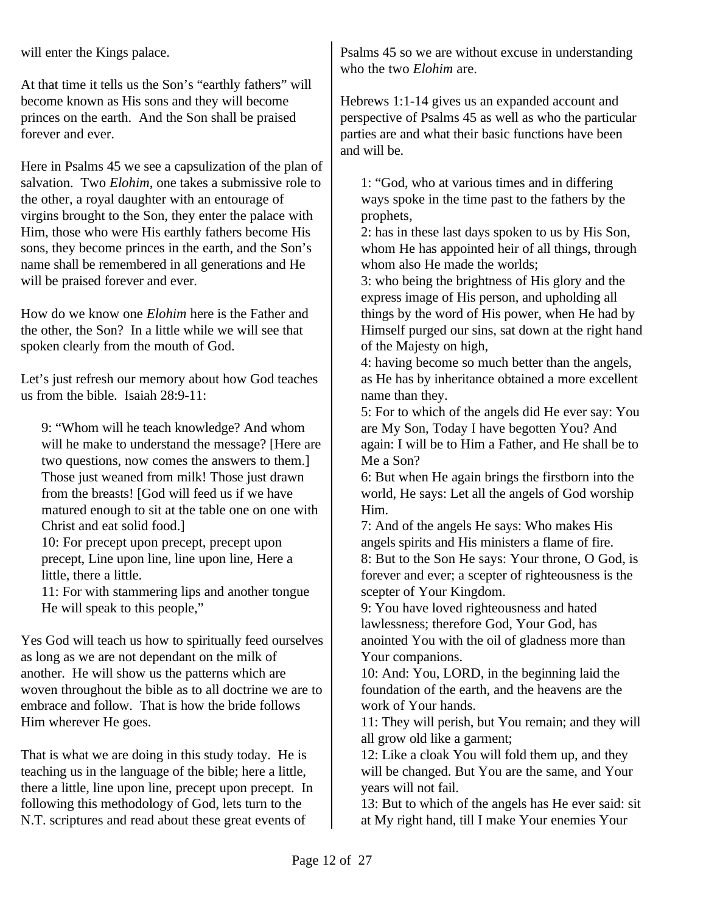will enter the Kings palace.

At that time it tells us the Son's "earthly fathers" will become known as His sons and they will become princes on the earth. And the Son shall be praised forever and ever.

Here in Psalms 45 we see a capsulization of the plan of salvation. Two *Elohim*, one takes a submissive role to the other, a royal daughter with an entourage of virgins brought to the Son, they enter the palace with Him, those who were His earthly fathers become His sons, they become princes in the earth, and the Son's name shall be remembered in all generations and He will be praised forever and ever.

How do we know one *Elohim* here is the Father and the other, the Son? In a little while we will see that spoken clearly from the mouth of God.

Let's just refresh our memory about how God teaches us from the bible. Isaiah 28:9-11:

> 9: "Whom will he teach knowledge? And whom will he make to understand the message? [Here are two questions, now comes the answers to them.] Those just weaned from milk! Those just drawn from the breasts! [God will feed us if we have matured enough to sit at the table one on one with Christ and eat solid food.]
> 10: For precept upon precept, precept upon precept, Line upon line, line upon line, Here a little, there a little.
> 11: For with stammering lips and another tongue He will speak to this people,"

Yes God will teach us how to spiritually feed ourselves as long as we are not dependant on the milk of another. He will show us the patterns which are woven throughout the bible as to all doctrine we are to embrace and follow. That is how the bride follows Him wherever He goes.

That is what we are doing in this study today. He is teaching us in the language of the bible; here a little, there a little, line upon line, precept upon precept. In following this methodology of God, lets turn to the N.T. scriptures and read about these great events of Psalms 45 so we are without excuse in understanding who the two *Elohim* are.

Hebrews 1:1-14 gives us an expanded account and perspective of Psalms 45 as well as who the particular parties are and what their basic functions have been and will be.

> 1: "God, who at various times and in differing ways spoke in the time past to the fathers by the prophets,
> 2: has in these last days spoken to us by His Son, whom He has appointed heir of all things, through whom also He made the worlds;
> 3: who being the brightness of His glory and the express image of His person, and upholding all things by the word of His power, when He had by Himself purged our sins, sat down at the right hand of the Majesty on high,
> 4: having become so much better than the angels, as He has by inheritance obtained a more excellent name than they.
> 5: For to which of the angels did He ever say: You are My Son, Today I have begotten You? And again: I will be to Him a Father, and He shall be to Me a Son?
> 6: But when He again brings the firstborn into the world, He says: Let all the angels of God worship Him.
> 7: And of the angels He says: Who makes His angels spirits and His ministers a flame of fire.
> 8: But to the Son He says: Your throne, O God, is forever and ever; a scepter of righteousness is the scepter of Your Kingdom.
> 9: You have loved righteousness and hated lawlessness; therefore God, Your God, has anointed You with the oil of gladness more than Your companions.
> 10: And: You, LORD, in the beginning laid the foundation of the earth, and the heavens are the work of Your hands.
> 11: They will perish, but You remain; and they will all grow old like a garment;
> 12: Like a cloak You will fold them up, and they will be changed. But You are the same, and Your years will not fail.
> 13: But to which of the angels has He ever said: sit at My right hand, till I make Your enemies Your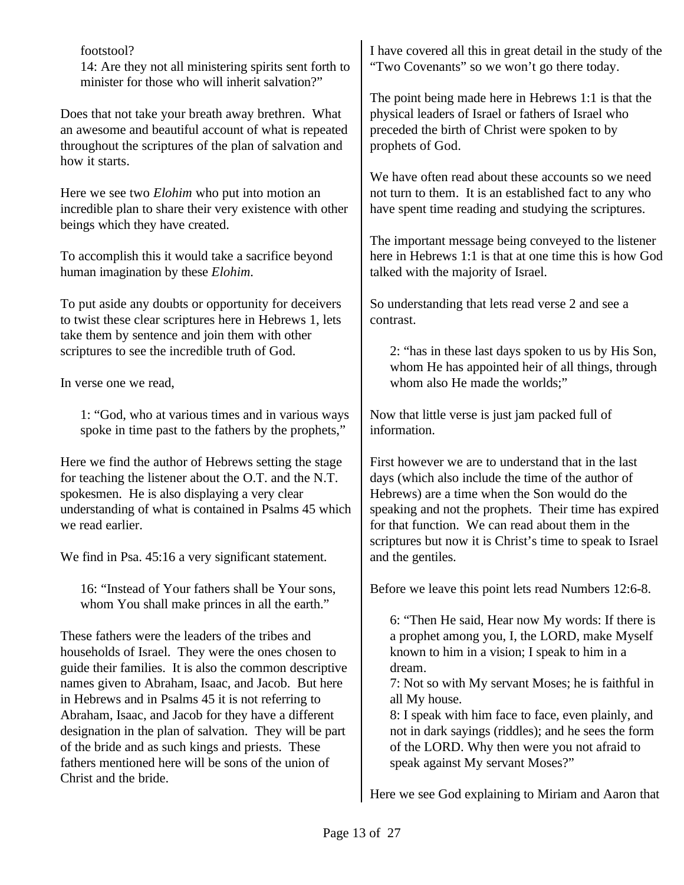> footstool?
> 14: Are they not all ministering spirits sent forth to minister for those who will inherit salvation?"

Does that not take your breath away brethren. What an awesome and beautiful account of what is repeated throughout the scriptures of the plan of salvation and how it starts.

Here we see two *Elohim* who put into motion an incredible plan to share their very existence with other beings which they have created.

To accomplish this it would take a sacrifice beyond human imagination by these *Elohim*.

To put aside any doubts or opportunity for deceivers to twist these clear scriptures here in Hebrews 1, lets take them by sentence and join them with other scriptures to see the incredible truth of God.

In verse one we read,

> 1: "God, who at various times and in various ways spoke in time past to the fathers by the prophets,"

Here we find the author of Hebrews setting the stage for teaching the listener about the O.T. and the N.T. spokesmen. He is also displaying a very clear understanding of what is contained in Psalms 45 which we read earlier.

We find in Psa. 45:16 a very significant statement.

> 16: "Instead of Your fathers shall be Your sons, whom You shall make princes in all the earth."

These fathers were the leaders of the tribes and households of Israel. They were the ones chosen to guide their families. It is also the common descriptive names given to Abraham, Isaac, and Jacob. But here in Hebrews and in Psalms 45 it is not referring to Abraham, Isaac, and Jacob for they have a different designation in the plan of salvation. They will be part of the bride and as such kings and priests. These fathers mentioned here will be sons of the union of Christ and the bride.

I have covered all this in great detail in the study of the "Two Covenants" so we won't go there today.

The point being made here in Hebrews 1:1 is that the physical leaders of Israel or fathers of Israel who preceded the birth of Christ were spoken to by prophets of God.

We have often read about these accounts so we need not turn to them. It is an established fact to any who have spent time reading and studying the scriptures.

The important message being conveyed to the listener here in Hebrews 1:1 is that at one time this is how God talked with the majority of Israel.

So understanding that lets read verse 2 and see a contrast.

> 2: "has in these last days spoken to us by His Son, whom He has appointed heir of all things, through whom also He made the worlds;"

Now that little verse is just jam packed full of information.

First however we are to understand that in the last days (which also include the time of the author of Hebrews) are a time when the Son would do the speaking and not the prophets. Their time has expired for that function. We can read about them in the scriptures but now it is Christ's time to speak to Israel and the gentiles.

Before we leave this point lets read Numbers 12:6-8.

> 6: "Then He said, Hear now My words: If there is a prophet among you, I, the LORD, make Myself known to him in a vision; I speak to him in a dream.
> 7: Not so with My servant Moses; he is faithful in all My house.
> 8: I speak with him face to face, even plainly, and not in dark sayings (riddles); and he sees the form of the LORD. Why then were you not afraid to speak against My servant Moses?"

Here we see God explaining to Miriam and Aaron that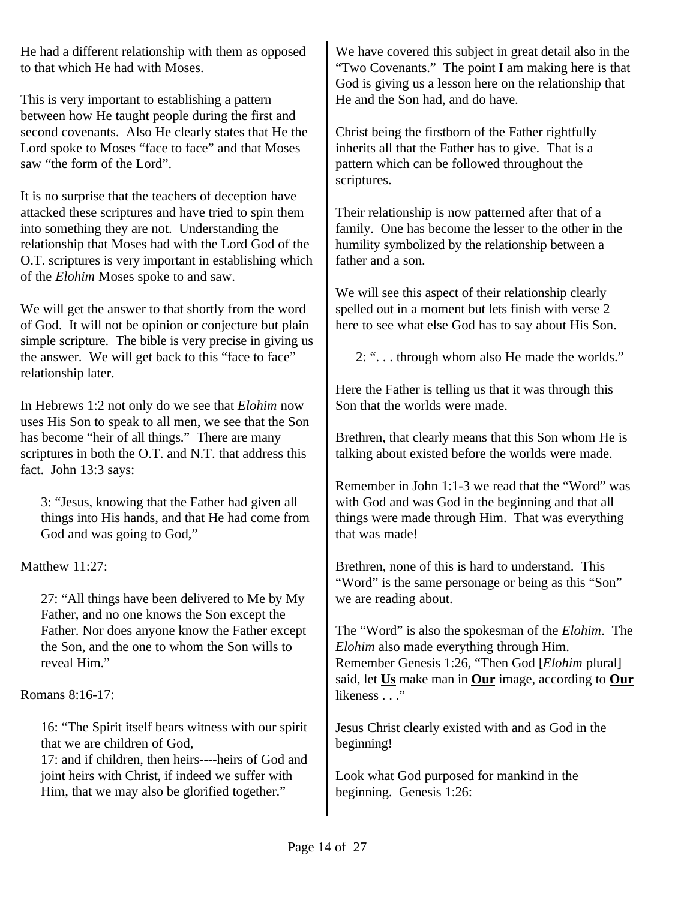He had a different relationship with them as opposed to that which He had with Moses.

This is very important to establishing a pattern between how He taught people during the first and second covenants. Also He clearly states that He the Lord spoke to Moses "face to face" and that Moses saw "the form of the Lord".

It is no surprise that the teachers of deception have attacked these scriptures and have tried to spin them into something they are not. Understanding the relationship that Moses had with the Lord God of the O.T. scriptures is very important in establishing which of the *Elohim* Moses spoke to and saw.

We will get the answer to that shortly from the word of God. It will not be opinion or conjecture but plain simple scripture. The bible is very precise in giving us the answer. We will get back to this "face to face" relationship later.

In Hebrews 1:2 not only do we see that *Elohim* now uses His Son to speak to all men, we see that the Son has become "heir of all things." There are many scriptures in both the O.T. and N.T. that address this fact. John 13:3 says:

> 3: "Jesus, knowing that the Father had given all things into His hands, and that He had come from God and was going to God,"

Matthew 11:27:

> 27: "All things have been delivered to Me by My Father, and no one knows the Son except the Father. Nor does anyone know the Father except the Son, and the one to whom the Son wills to reveal Him."

Romans 8:16-17:

> 16: "The Spirit itself bears witness with our spirit that we are children of God,
> 17: and if children, then heirs----heirs of God and joint heirs with Christ, if indeed we suffer with Him, that we may also be glorified together."

We have covered this subject in great detail also in the "Two Covenants." The point I am making here is that God is giving us a lesson here on the relationship that He and the Son had, and do have.

Christ being the firstborn of the Father rightfully inherits all that the Father has to give. That is a pattern which can be followed throughout the scriptures.

Their relationship is now patterned after that of a family. One has become the lesser to the other in the humility symbolized by the relationship between a father and a son.

We will see this aspect of their relationship clearly spelled out in a moment but lets finish with verse 2 here to see what else God has to say about His Son.

> 2: ". . . through whom also He made the worlds."

Here the Father is telling us that it was through this Son that the worlds were made.

Brethren, that clearly means that this Son whom He is talking about existed before the worlds were made.

Remember in John 1:1-3 we read that the "Word" was with God and was God in the beginning and that all things were made through Him. That was everything that was made!

Brethren, none of this is hard to understand. This "Word" is the same personage or being as this "Son" we are reading about.

The "Word" is also the spokesman of the *Elohim*. The *Elohim* also made everything through Him. Remember Genesis 1:26, "Then God [*Elohim* plural] said, let **Us** make man in **Our** image, according to **Our** likeness . . ."

Jesus Christ clearly existed with and as God in the beginning!

Look what God purposed for mankind in the beginning. Genesis 1:26: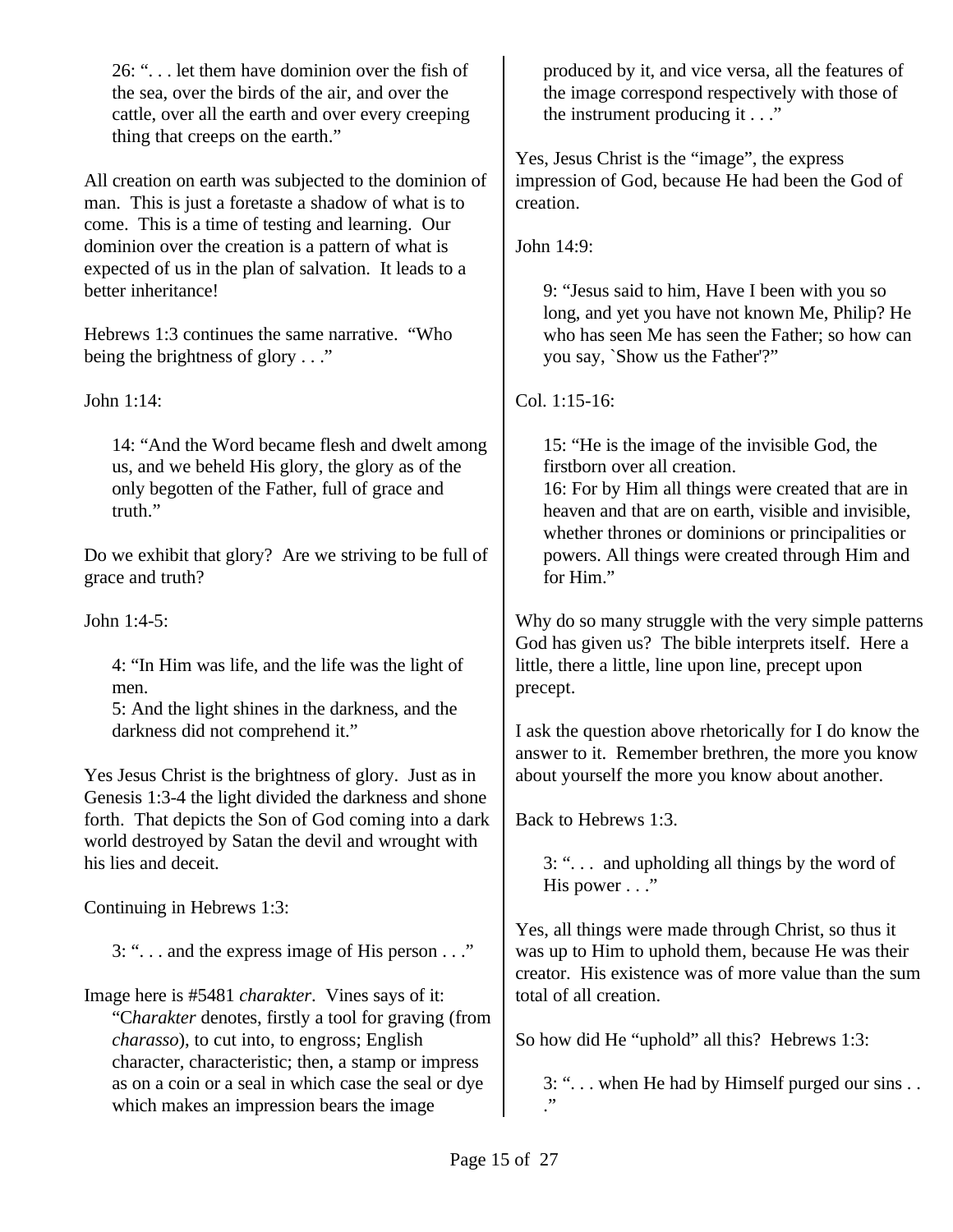26: ". . . let them have dominion over the fish of the sea, over the birds of the air, and over the cattle, over all the earth and over every creeping thing that creeps on the earth."

All creation on earth was subjected to the dominion of man. This is just a foretaste a shadow of what is to come. This is a time of testing and learning. Our dominion over the creation is a pattern of what is expected of us in the plan of salvation. It leads to a better inheritance!

Hebrews 1:3 continues the same narrative. "Who being the brightness of glory . . ."

John 1:14:

14: "And the Word became flesh and dwelt among us, and we beheld His glory, the glory as of the only begotten of the Father, full of grace and truth."

Do we exhibit that glory? Are we striving to be full of grace and truth?

John 1:4-5:

4: "In Him was life, and the life was the light of men.
5: And the light shines in the darkness, and the darkness did not comprehend it."

Yes Jesus Christ is the brightness of glory. Just as in Genesis 1:3-4 the light divided the darkness and shone forth. That depicts the Son of God coming into a dark world destroyed by Satan the devil and wrought with his lies and deceit.

Continuing in Hebrews 1:3:

3: ". . . and the express image of His person . . ."

Image here is #5481 *charakter*. Vines says of it: "C*harakter* denotes, firstly a tool for graving (from *charasso*), to cut into, to engross; English character, characteristic; then, a stamp or impress as on a coin or a seal in which case the seal or dye which makes an impression bears the image produced by it, and vice versa, all the features of the image correspond respectively with those of the instrument producing it . . ."

Yes, Jesus Christ is the "image", the express impression of God, because He had been the God of creation.

John 14:9:

9: "Jesus said to him, Have I been with you so long, and yet you have not known Me, Philip? He who has seen Me has seen the Father; so how can you say, `Show us the Father'?"

Col. 1:15-16:

15: "He is the image of the invisible God, the firstborn over all creation.
16: For by Him all things were created that are in heaven and that are on earth, visible and invisible, whether thrones or dominions or principalities or powers. All things were created through Him and for Him."

Why do so many struggle with the very simple patterns God has given us? The bible interprets itself. Here a little, there a little, line upon line, precept upon precept.

I ask the question above rhetorically for I do know the answer to it. Remember brethren, the more you know about yourself the more you know about another.

Back to Hebrews 1:3.

3: ". . . and upholding all things by the word of His power . . ."

Yes, all things were made through Christ, so thus it was up to Him to uphold them, because He was their creator. His existence was of more value than the sum total of all creation.

So how did He "uphold" all this? Hebrews 1:3:

3: ". . . when He had by Himself purged our sins . . ."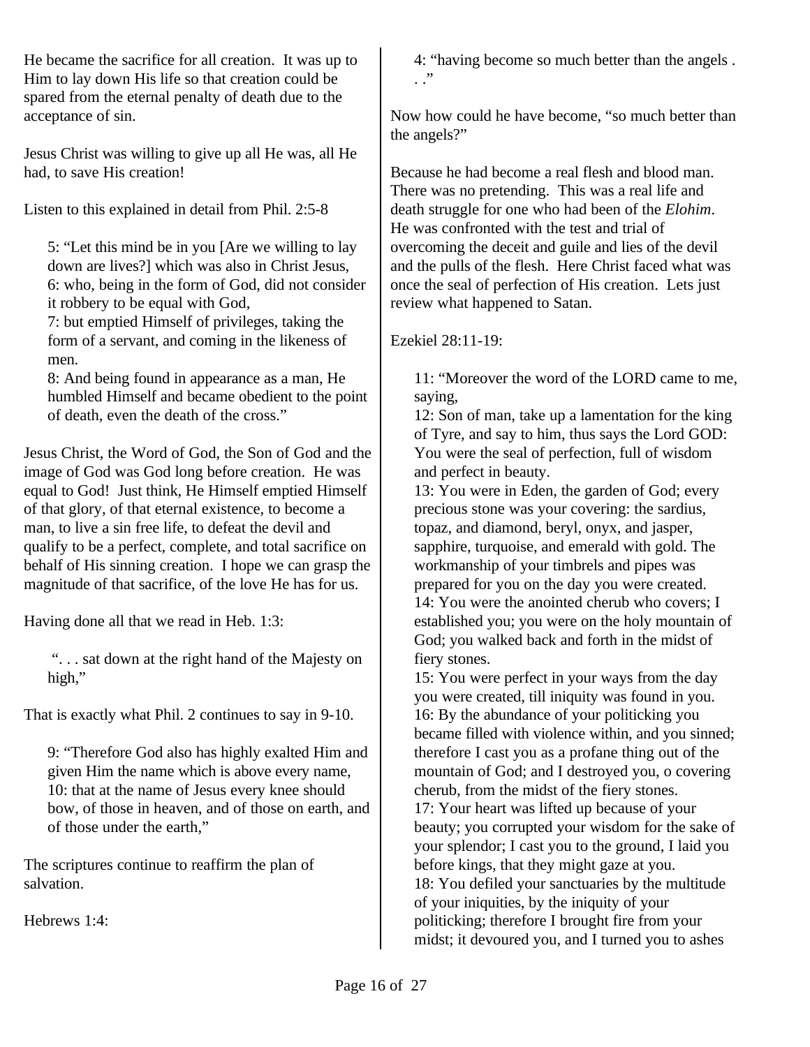He became the sacrifice for all creation. It was up to Him to lay down His life so that creation could be spared from the eternal penalty of death due to the acceptance of sin.

Jesus Christ was willing to give up all He was, all He had, to save His creation!

Listen to this explained in detail from Phil. 2:5-8

> 5: "Let this mind be in you [Are we willing to lay down are lives?] which was also in Christ Jesus,
> 6: who, being in the form of God, did not consider it robbery to be equal with God,
> 7: but emptied Himself of privileges, taking the form of a servant, and coming in the likeness of men.
> 8: And being found in appearance as a man, He humbled Himself and became obedient to the point of death, even the death of the cross."

Jesus Christ, the Word of God, the Son of God and the image of God was God long before creation. He was equal to God! Just think, He Himself emptied Himself of that glory, of that eternal existence, to become a man, to live a sin free life, to defeat the devil and qualify to be a perfect, complete, and total sacrifice on behalf of His sinning creation. I hope we can grasp the magnitude of that sacrifice, of the love He has for us.

Having done all that we read in Heb. 1:3:

> ". . . sat down at the right hand of the Majesty on high,"

That is exactly what Phil. 2 continues to say in 9-10.

> 9: "Therefore God also has highly exalted Him and given Him the name which is above every name,
> 10: that at the name of Jesus every knee should bow, of those in heaven, and of those on earth, and of those under the earth,"

The scriptures continue to reaffirm the plan of salvation.

Hebrews 1:4:

> 4: "having become so much better than the angels . . ."

Now how could he have become, "so much better than the angels?"

Because he had become a real flesh and blood man. There was no pretending. This was a real life and death struggle for one who had been of the *Elohim*. He was confronted with the test and trial of overcoming the deceit and guile and lies of the devil and the pulls of the flesh. Here Christ faced what was once the seal of perfection of His creation. Lets just review what happened to Satan.

Ezekiel 28:11-19:

> 11: "Moreover the word of the LORD came to me, saying,
> 12: Son of man, take up a lamentation for the king of Tyre, and say to him, thus says the Lord GOD: You were the seal of perfection, full of wisdom and perfect in beauty.
> 13: You were in Eden, the garden of God; every precious stone was your covering: the sardius, topaz, and diamond, beryl, onyx, and jasper, sapphire, turquoise, and emerald with gold. The workmanship of your timbrels and pipes was prepared for you on the day you were created.
> 14: You were the anointed cherub who covers; I established you; you were on the holy mountain of God; you walked back and forth in the midst of fiery stones.
> 15: You were perfect in your ways from the day you were created, till iniquity was found in you.
> 16: By the abundance of your politicking you became filled with violence within, and you sinned; therefore I cast you as a profane thing out of the mountain of God; and I destroyed you, o covering cherub, from the midst of the fiery stones.
> 17: Your heart was lifted up because of your beauty; you corrupted your wisdom for the sake of your splendor; I cast you to the ground, I laid you before kings, that they might gaze at you.
> 18: You defiled your sanctuaries by the multitude of your iniquities, by the iniquity of your politicking; therefore I brought fire from your midst; it devoured you, and I turned you to ashes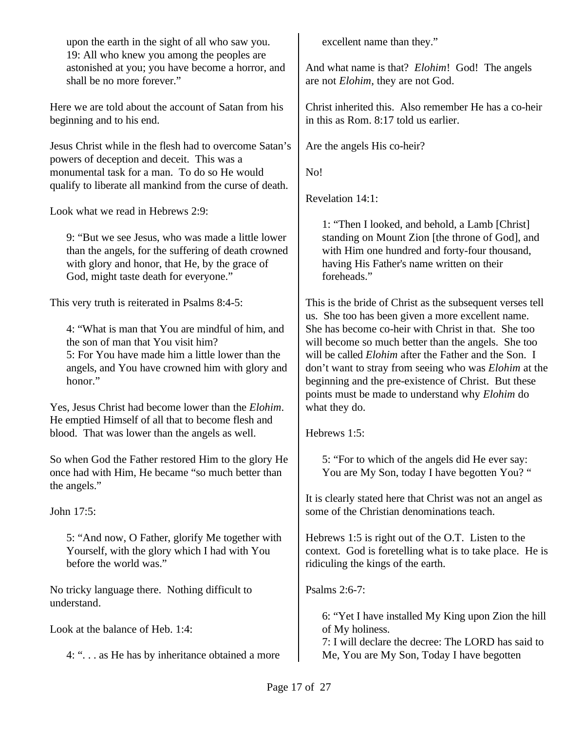> upon the earth in the sight of all who saw you.
> 19: All who knew you among the peoples are astonished at you; you have become a horror, and shall be no more forever."

Here we are told about the account of Satan from his beginning and to his end.

Jesus Christ while in the flesh had to overcome Satan's powers of deception and deceit. This was a monumental task for a man. To do so He would qualify to liberate all mankind from the curse of death.

Look what we read in Hebrews 2:9:

> 9: "But we see Jesus, who was made a little lower than the angels, for the suffering of death crowned with glory and honor, that He, by the grace of God, might taste death for everyone."

This very truth is reiterated in Psalms 8:4-5:

> 4: "What is man that You are mindful of him, and the son of man that You visit him?
> 5: For You have made him a little lower than the angels, and You have crowned him with glory and honor."

Yes, Jesus Christ had become lower than the *Elohim*. He emptied Himself of all that to become flesh and blood. That was lower than the angels as well.

So when God the Father restored Him to the glory He once had with Him, He became "so much better than the angels."

John 17:5:

> 5: "And now, O Father, glorify Me together with Yourself, with the glory which I had with You before the world was."

No tricky language there. Nothing difficult to understand.

Look at the balance of Heb. 1:4:

> 4: ". . . as He has by inheritance obtained a more excellent name than they."

And what name is that? *Elohim*! God! The angels are not *Elohim*, they are not God.

Christ inherited this. Also remember He has a co-heir in this as Rom. 8:17 told us earlier.

Are the angels His co-heir?

No!

Revelation 14:1:

> 1: "Then I looked, and behold, a Lamb [Christ] standing on Mount Zion [the throne of God], and with Him one hundred and forty-four thousand, having His Father's name written on their foreheads."

This is the bride of Christ as the subsequent verses tell us. She too has been given a more excellent name. She has become co-heir with Christ in that. She too will become so much better than the angels. She too will be called *Elohim* after the Father and the Son. I don't want to stray from seeing who was *Elohim* at the beginning and the pre-existence of Christ. But these points must be made to understand why *Elohim* do what they do.

Hebrews 1:5:

> 5: "For to which of the angels did He ever say: You are My Son, today I have begotten You? "

It is clearly stated here that Christ was not an angel as some of the Christian denominations teach.

Hebrews 1:5 is right out of the O.T. Listen to the context. God is foretelling what is to take place. He is ridiculing the kings of the earth.

Psalms 2:6-7:

> 6: "Yet I have installed My King upon Zion the hill of My holiness.
> 7: I will declare the decree: The LORD has said to Me, You are My Son, Today I have begotten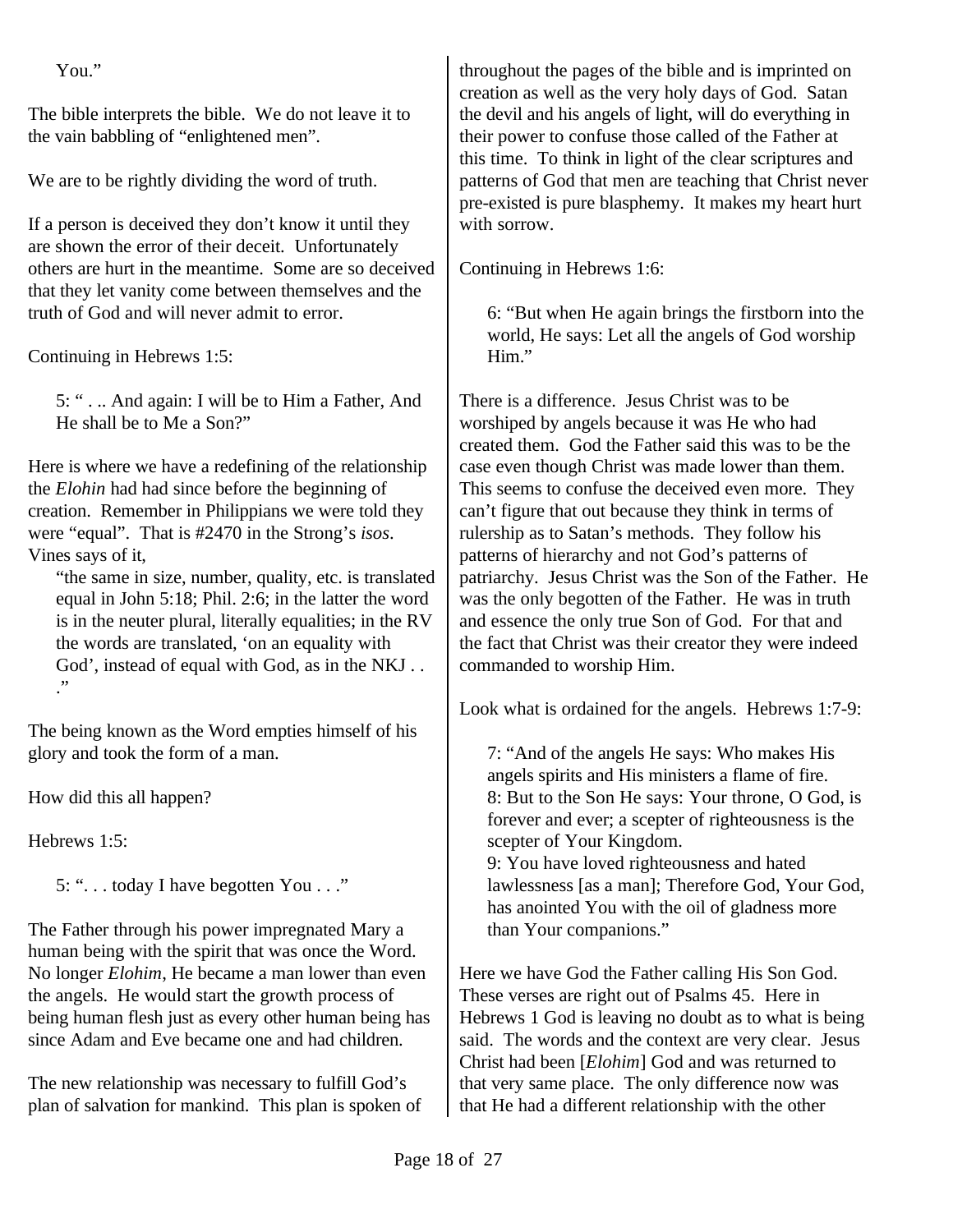You."

The bible interprets the bible. We do not leave it to the vain babbling of "enlightened men".

We are to be rightly dividing the word of truth.

If a person is deceived they don't know it until they are shown the error of their deceit. Unfortunately others are hurt in the meantime. Some are so deceived that they let vanity come between themselves and the truth of God and will never admit to error.

Continuing in Hebrews 1:5:

> 5: " . .. And again: I will be to Him a Father, And He shall be to Me a Son?"

Here is where we have a redefining of the relationship the *Elohin* had had since before the beginning of creation. Remember in Philippians we were told they were "equal". That is #2470 in the Strong's *isos*. Vines says of it,

> "the same in size, number, quality, etc. is translated equal in John 5:18; Phil. 2:6; in the latter the word is in the neuter plural, literally equalities; in the RV the words are translated, 'on an equality with God', instead of equal with God, as in the NKJ . . ."

The being known as the Word empties himself of his glory and took the form of a man.

How did this all happen?

Hebrews 1:5:

> 5: ". . . today I have begotten You . . ."

The Father through his power impregnated Mary a human being with the spirit that was once the Word. No longer *Elohim*, He became a man lower than even the angels. He would start the growth process of being human flesh just as every other human being has since Adam and Eve became one and had children.

The new relationship was necessary to fulfill God's plan of salvation for mankind. This plan is spoken of throughout the pages of the bible and is imprinted on creation as well as the very holy days of God. Satan the devil and his angels of light, will do everything in their power to confuse those called of the Father at this time. To think in light of the clear scriptures and patterns of God that men are teaching that Christ never pre-existed is pure blasphemy. It makes my heart hurt with sorrow.

Continuing in Hebrews 1:6:

> 6: "But when He again brings the firstborn into the world, He says: Let all the angels of God worship Him."

There is a difference. Jesus Christ was to be worshiped by angels because it was He who had created them. God the Father said this was to be the case even though Christ was made lower than them. This seems to confuse the deceived even more. They can't figure that out because they think in terms of rulership as to Satan's methods. They follow his patterns of hierarchy and not God's patterns of patriarchy. Jesus Christ was the Son of the Father. He was the only begotten of the Father. He was in truth and essence the only true Son of God. For that and the fact that Christ was their creator they were indeed commanded to worship Him.

Look what is ordained for the angels. Hebrews 1:7-9:

> 7: "And of the angels He says: Who makes His angels spirits and His ministers a flame of fire.
> 8: But to the Son He says: Your throne, O God, is forever and ever; a scepter of righteousness is the scepter of Your Kingdom.
> 9: You have loved righteousness and hated lawlessness [as a man]; Therefore God, Your God, has anointed You with the oil of gladness more than Your companions."

Here we have God the Father calling His Son God. These verses are right out of Psalms 45. Here in Hebrews 1 God is leaving no doubt as to what is being said. The words and the context are very clear. Jesus Christ had been [*Elohim*] God and was returned to that very same place. The only difference now was that He had a different relationship with the other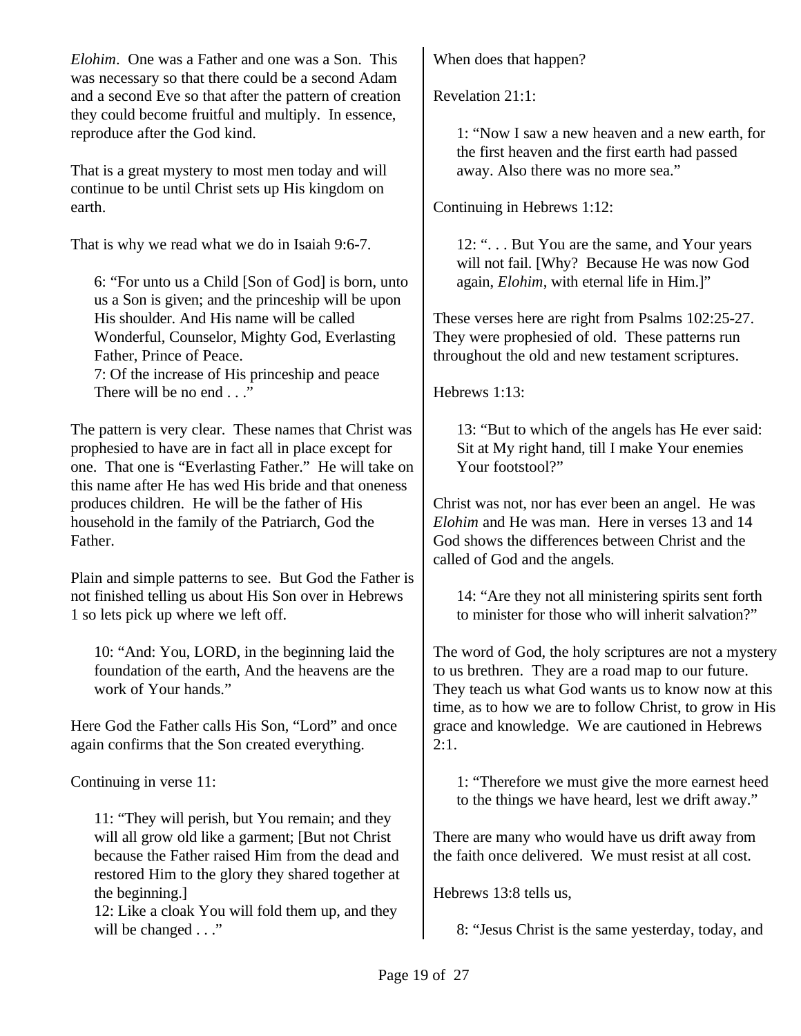*Elohim*. One was a Father and one was a Son. This was necessary so that there could be a second Adam and a second Eve so that after the pattern of creation they could become fruitful and multiply. In essence, reproduce after the God kind.

That is a great mystery to most men today and will continue to be until Christ sets up His kingdom on earth.

That is why we read what we do in Isaiah 9:6-7.

> 6: "For unto us a Child [Son of God] is born, unto us a Son is given; and the princeship will be upon His shoulder. And His name will be called Wonderful, Counselor, Mighty God, Everlasting Father, Prince of Peace.
> 7: Of the increase of His princeship and peace There will be no end . . ."

The pattern is very clear. These names that Christ was prophesied to have are in fact all in place except for one. That one is "Everlasting Father." He will take on this name after He has wed His bride and that oneness produces children. He will be the father of His household in the family of the Patriarch, God the Father.

Plain and simple patterns to see. But God the Father is not finished telling us about His Son over in Hebrews 1 so lets pick up where we left off.

> 10: "And: You, LORD, in the beginning laid the foundation of the earth, And the heavens are the work of Your hands."

Here God the Father calls His Son, "Lord" and once again confirms that the Son created everything.

Continuing in verse 11:

> 11: "They will perish, but You remain; and they will all grow old like a garment; [But not Christ because the Father raised Him from the dead and restored Him to the glory they shared together at the beginning.]
> 12: Like a cloak You will fold them up, and they will be changed . . ."

When does that happen?

Revelation 21:1:

> 1: "Now I saw a new heaven and a new earth, for the first heaven and the first earth had passed away. Also there was no more sea."

Continuing in Hebrews 1:12:

> 12: ". . . But You are the same, and Your years will not fail. [Why? Because He was now God again, *Elohim*, with eternal life in Him.]"

These verses here are right from Psalms 102:25-27. They were prophesied of old. These patterns run throughout the old and new testament scriptures.

Hebrews 1:13:

> 13: "But to which of the angels has He ever said: Sit at My right hand, till I make Your enemies Your footstool?"

Christ was not, nor has ever been an angel. He was *Elohim* and He was man. Here in verses 13 and 14 God shows the differences between Christ and the called of God and the angels.

> 14: "Are they not all ministering spirits sent forth to minister for those who will inherit salvation?"

The word of God, the holy scriptures are not a mystery to us brethren. They are a road map to our future. They teach us what God wants us to know now at this time, as to how we are to follow Christ, to grow in His grace and knowledge. We are cautioned in Hebrews 2:1.

> 1: "Therefore we must give the more earnest heed to the things we have heard, lest we drift away."

There are many who would have us drift away from the faith once delivered. We must resist at all cost.

Hebrews 13:8 tells us,

> 8: "Jesus Christ is the same yesterday, today, and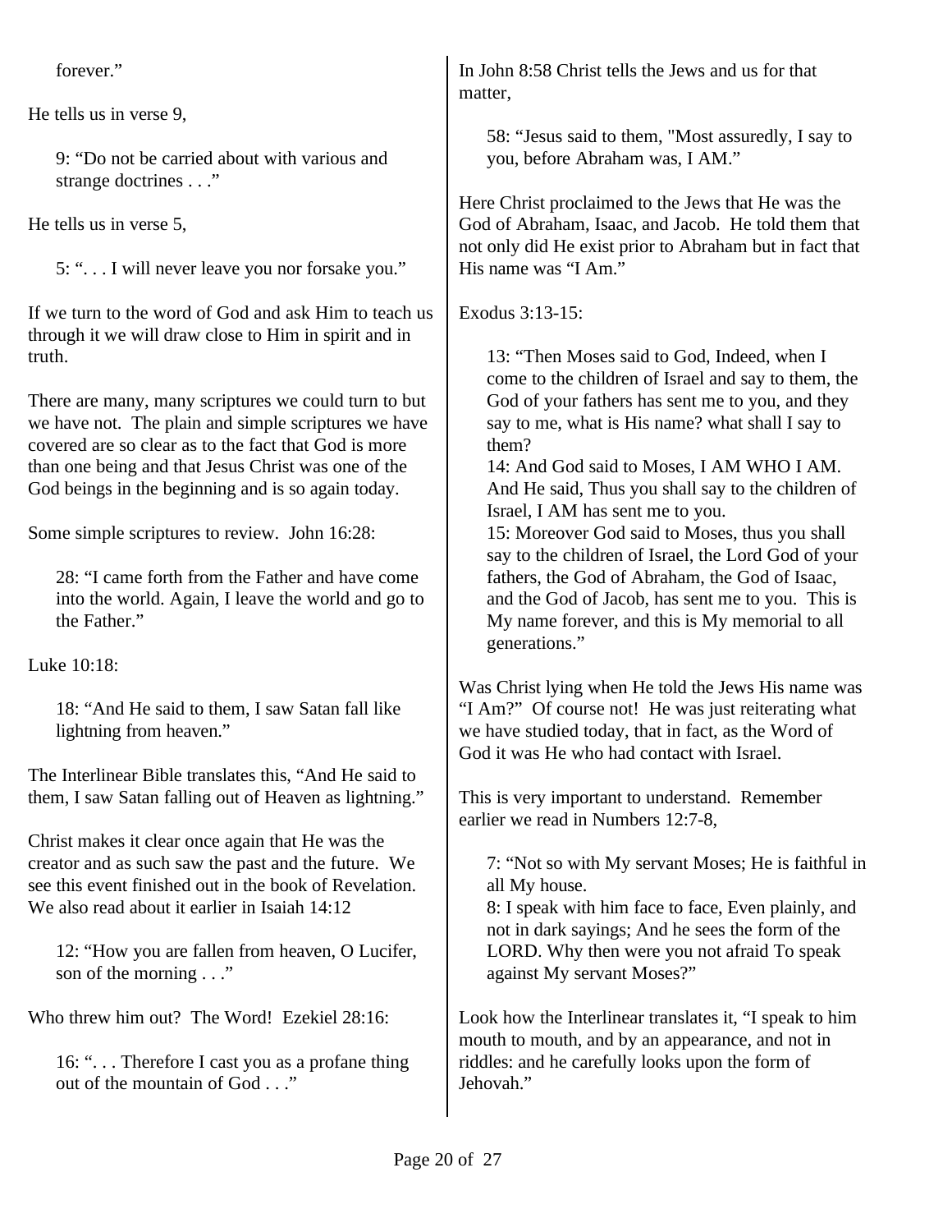forever."

He tells us in verse 9,

> 9: "Do not be carried about with various and strange doctrines . . ."

He tells us in verse 5,

> 5: ". . . I will never leave you nor forsake you."

If we turn to the word of God and ask Him to teach us through it we will draw close to Him in spirit and in truth.

There are many, many scriptures we could turn to but we have not. The plain and simple scriptures we have covered are so clear as to the fact that God is more than one being and that Jesus Christ was one of the God beings in the beginning and is so again today.

Some simple scriptures to review. John 16:28:

> 28: "I came forth from the Father and have come into the world. Again, I leave the world and go to the Father."

Luke 10:18:

> 18: "And He said to them, I saw Satan fall like lightning from heaven."

The Interlinear Bible translates this, "And He said to them, I saw Satan falling out of Heaven as lightning."

Christ makes it clear once again that He was the creator and as such saw the past and the future. We see this event finished out in the book of Revelation. We also read about it earlier in Isaiah 14:12

> 12: "How you are fallen from heaven, O Lucifer, son of the morning . . ."

Who threw him out? The Word! Ezekiel 28:16:

> 16: ". . . Therefore I cast you as a profane thing out of the mountain of God . . ."

In John 8:58 Christ tells the Jews and us for that matter,

> 58: "Jesus said to them, "Most assuredly, I say to you, before Abraham was, I AM."

Here Christ proclaimed to the Jews that He was the God of Abraham, Isaac, and Jacob. He told them that not only did He exist prior to Abraham but in fact that His name was "I Am."

Exodus 3:13-15:

> 13: "Then Moses said to God, Indeed, when I come to the children of Israel and say to them, the God of your fathers has sent me to you, and they say to me, what is His name? what shall I say to them?
> 14: And God said to Moses, I AM WHO I AM. And He said, Thus you shall say to the children of Israel, I AM has sent me to you.
> 15: Moreover God said to Moses, thus you shall say to the children of Israel, the Lord God of your fathers, the God of Abraham, the God of Isaac, and the God of Jacob, has sent me to you. This is My name forever, and this is My memorial to all generations."

Was Christ lying when He told the Jews His name was "I Am?" Of course not! He was just reiterating what we have studied today, that in fact, as the Word of God it was He who had contact with Israel.

This is very important to understand. Remember earlier we read in Numbers 12:7-8,

> 7: "Not so with My servant Moses; He is faithful in all My house.
> 8: I speak with him face to face, Even plainly, and not in dark sayings; And he sees the form of the LORD. Why then were you not afraid To speak against My servant Moses?"

Look how the Interlinear translates it, "I speak to him mouth to mouth, and by an appearance, and not in riddles: and he carefully looks upon the form of Jehovah."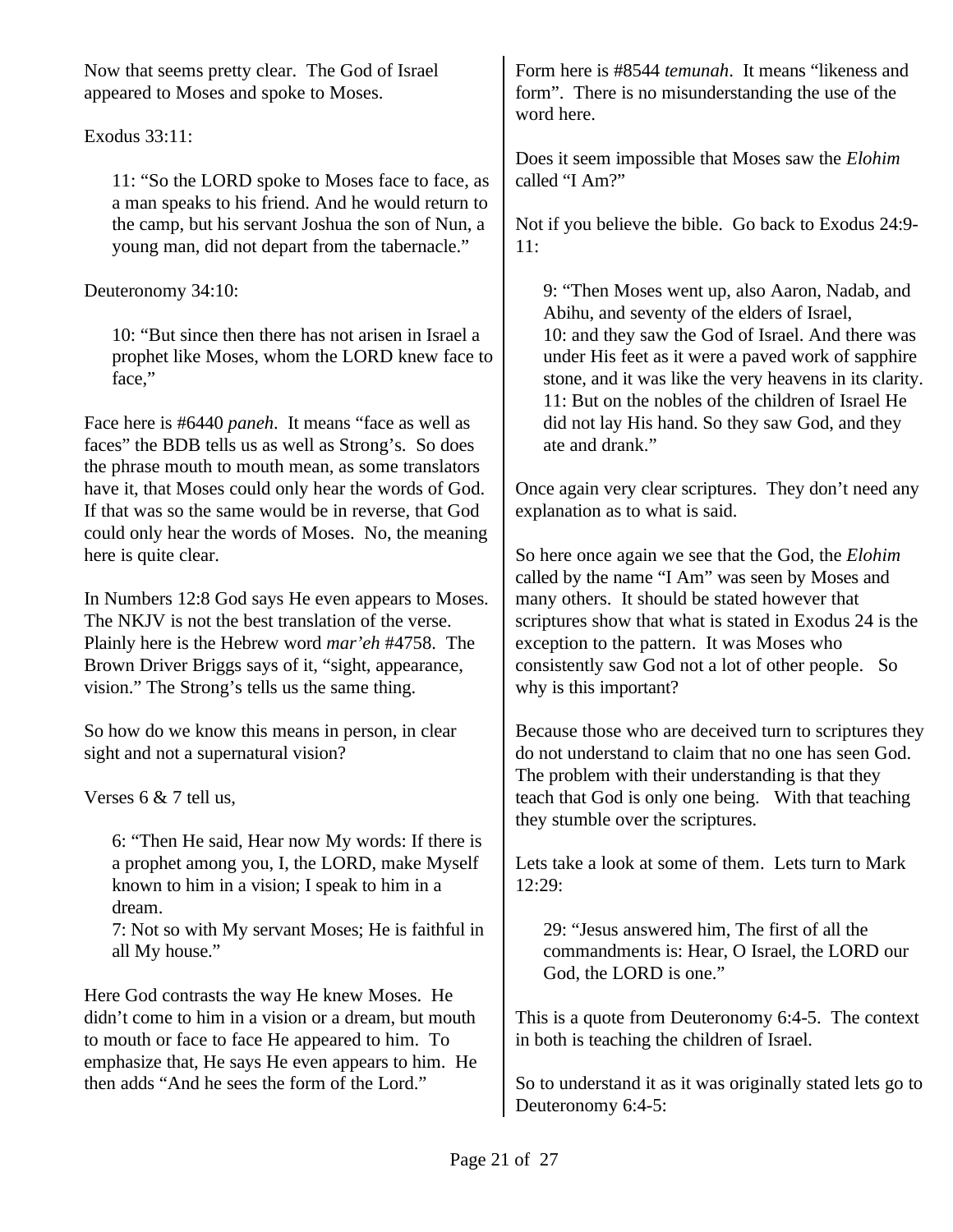Now that seems pretty clear. The God of Israel appeared to Moses and spoke to Moses.

Exodus 33:11:

> 11: "So the LORD spoke to Moses face to face, as a man speaks to his friend. And he would return to the camp, but his servant Joshua the son of Nun, a young man, did not depart from the tabernacle."

Deuteronomy 34:10:

> 10: "But since then there has not arisen in Israel a prophet like Moses, whom the LORD knew face to face,"

Face here is #6440 *paneh*. It means "face as well as faces" the BDB tells us as well as Strong's. So does the phrase mouth to mouth mean, as some translators have it, that Moses could only hear the words of God. If that was so the same would be in reverse, that God could only hear the words of Moses. No, the meaning here is quite clear.

In Numbers 12:8 God says He even appears to Moses. The NKJV is not the best translation of the verse. Plainly here is the Hebrew word *mar'eh* #4758. The Brown Driver Briggs says of it, "sight, appearance, vision." The Strong's tells us the same thing.

So how do we know this means in person, in clear sight and not a supernatural vision?

Verses 6 & 7 tell us,

> 6: "Then He said, Hear now My words: If there is a prophet among you, I, the LORD, make Myself known to him in a vision; I speak to him in a dream.
> 7: Not so with My servant Moses; He is faithful in all My house."

Here God contrasts the way He knew Moses. He didn't come to him in a vision or a dream, but mouth to mouth or face to face He appeared to him. To emphasize that, He says He even appears to him. He then adds "And he sees the form of the Lord."

Form here is #8544 *temunah*. It means "likeness and form". There is no misunderstanding the use of the word here.

Does it seem impossible that Moses saw the *Elohim* called "I Am?"

Not if you believe the bible. Go back to Exodus 24:9-11:

> 9: "Then Moses went up, also Aaron, Nadab, and Abihu, and seventy of the elders of Israel,
> 10: and they saw the God of Israel. And there was under His feet as it were a paved work of sapphire stone, and it was like the very heavens in its clarity.
> 11: But on the nobles of the children of Israel He did not lay His hand. So they saw God, and they ate and drank."

Once again very clear scriptures. They don't need any explanation as to what is said.

So here once again we see that the God, the *Elohim* called by the name "I Am" was seen by Moses and many others. It should be stated however that scriptures show that what is stated in Exodus 24 is the exception to the pattern. It was Moses who consistently saw God not a lot of other people. So why is this important?

Because those who are deceived turn to scriptures they do not understand to claim that no one has seen God. The problem with their understanding is that they teach that God is only one being. With that teaching they stumble over the scriptures.

Lets take a look at some of them. Lets turn to Mark 12:29:

> 29: "Jesus answered him, The first of all the commandments is: Hear, O Israel, the LORD our God, the LORD is one."

This is a quote from Deuteronomy 6:4-5. The context in both is teaching the children of Israel.

So to understand it as it was originally stated lets go to Deuteronomy 6:4-5: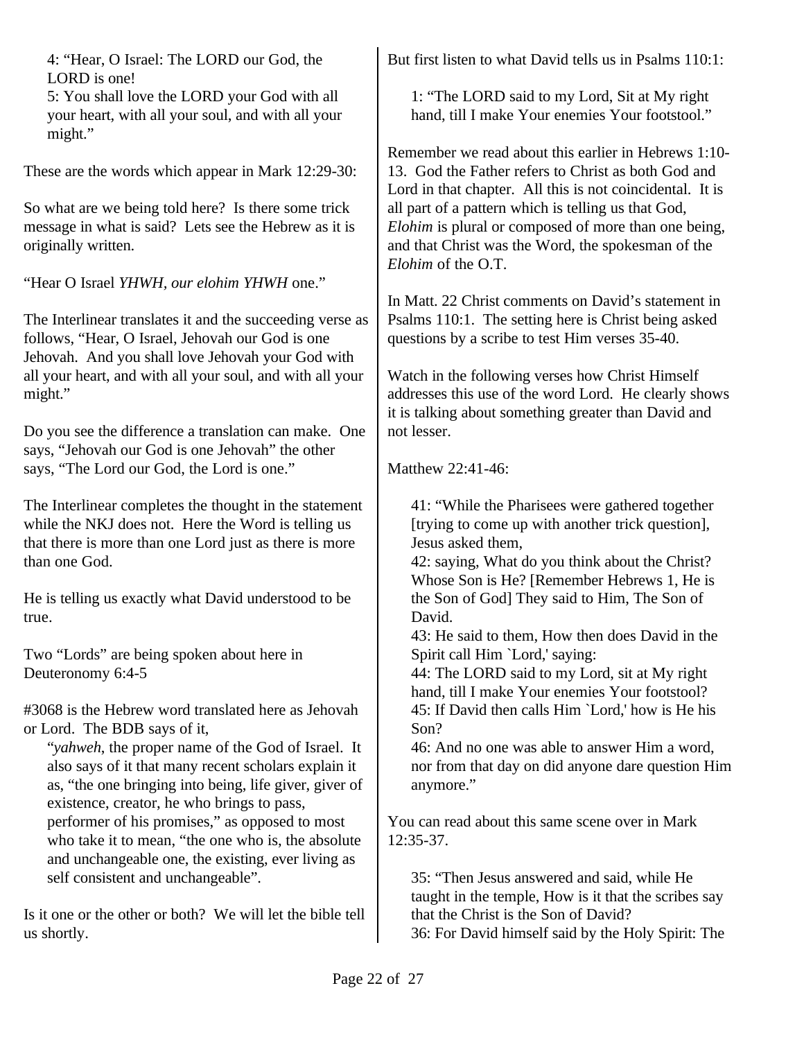> 4: "Hear, O Israel: The LORD our God, the LORD is one!
> 5: You shall love the LORD your God with all your heart, with all your soul, and with all your might."

These are the words which appear in Mark 12:29-30:

So what are we being told here? Is there some trick message in what is said? Lets see the Hebrew as it is originally written.

"Hear O Israel *YHWH, our elohim YHWH* one."

The Interlinear translates it and the succeeding verse as follows, "Hear, O Israel, Jehovah our God is one Jehovah. And you shall love Jehovah your God with all your heart, and with all your soul, and with all your might."

Do you see the difference a translation can make. One says, "Jehovah our God is one Jehovah" the other says, "The Lord our God, the Lord is one."

The Interlinear completes the thought in the statement while the NKJ does not. Here the Word is telling us that there is more than one Lord just as there is more than one God.

He is telling us exactly what David understood to be true.

Two "Lords" are being spoken about here in Deuteronomy 6:4-5

#3068 is the Hebrew word translated here as Jehovah or Lord. The BDB says of it,

> "*yahweh*, the proper name of the God of Israel. It also says of it that many recent scholars explain it as, "the one bringing into being, life giver, giver of existence, creator, he who brings to pass, performer of his promises," as opposed to most who take it to mean, "the one who is, the absolute and unchangeable one, the existing, ever living as self consistent and unchangeable".

Is it one or the other or both? We will let the bible tell us shortly.

But first listen to what David tells us in Psalms 110:1:

> 1: "The LORD said to my Lord, Sit at My right hand, till I make Your enemies Your footstool."

Remember we read about this earlier in Hebrews 1:10-13. God the Father refers to Christ as both God and Lord in that chapter. All this is not coincidental. It is all part of a pattern which is telling us that God, *Elohim* is plural or composed of more than one being, and that Christ was the Word, the spokesman of the *Elohim* of the O.T.

In Matt. 22 Christ comments on David's statement in Psalms 110:1. The setting here is Christ being asked questions by a scribe to test Him verses 35-40.

Watch in the following verses how Christ Himself addresses this use of the word Lord. He clearly shows it is talking about something greater than David and not lesser.

Matthew 22:41-46:

> 41: "While the Pharisees were gathered together [trying to come up with another trick question], Jesus asked them,
> 42: saying, What do you think about the Christ? Whose Son is He? [Remember Hebrews 1, He is the Son of God] They said to Him, The Son of David.
> 43: He said to them, How then does David in the Spirit call Him `Lord,' saying:
> 44: The LORD said to my Lord, sit at My right hand, till I make Your enemies Your footstool?
> 45: If David then calls Him `Lord,' how is He his Son?
> 46: And no one was able to answer Him a word, nor from that day on did anyone dare question Him anymore."

You can read about this same scene over in Mark 12:35-37.

> 35: "Then Jesus answered and said, while He taught in the temple, How is it that the scribes say that the Christ is the Son of David?
> 36: For David himself said by the Holy Spirit: The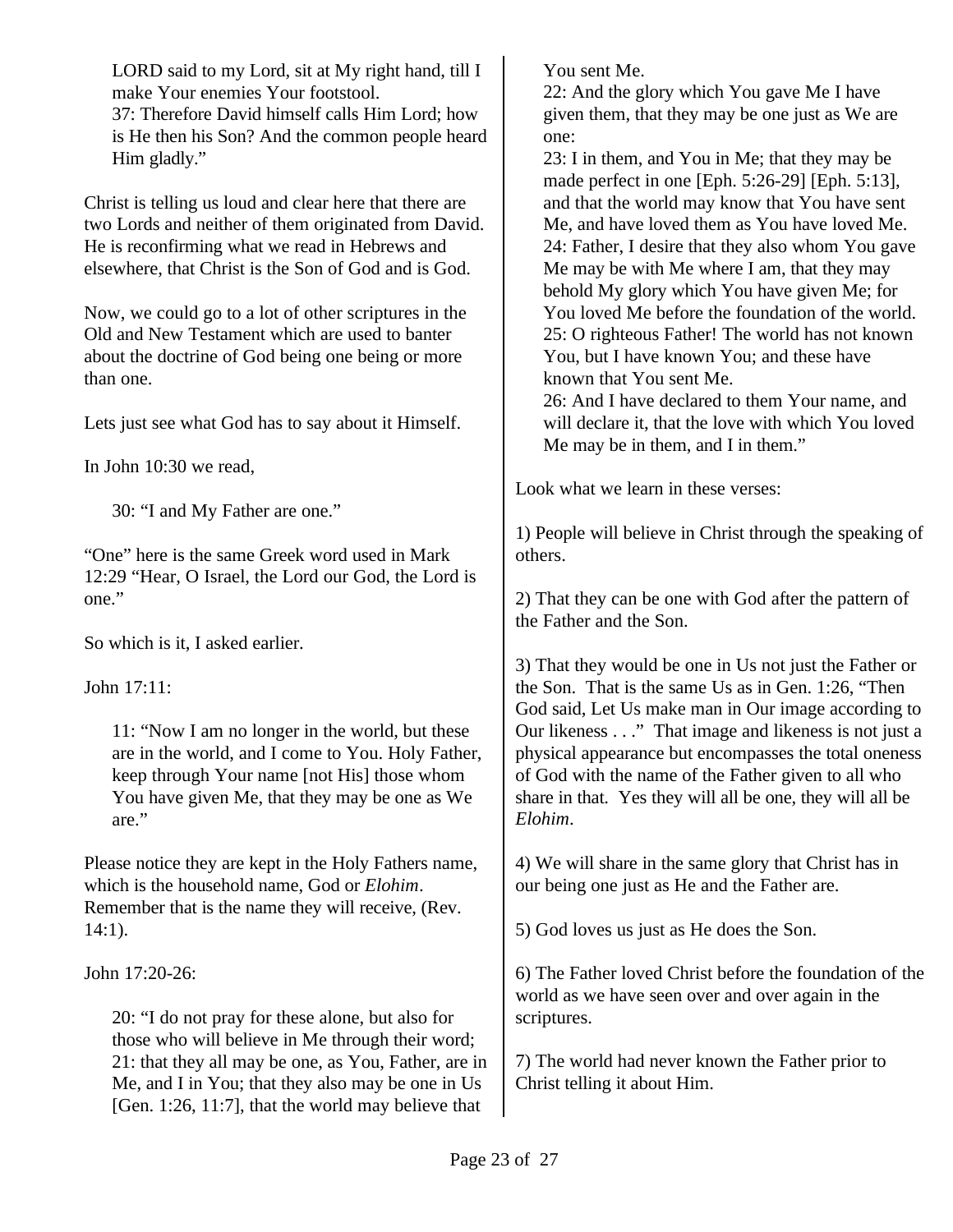> LORD said to my Lord, sit at My right hand, till I make Your enemies Your footstool.
> 37: Therefore David himself calls Him Lord; how is He then his Son? And the common people heard Him gladly."

Christ is telling us loud and clear here that there are two Lords and neither of them originated from David. He is reconfirming what we read in Hebrews and elsewhere, that Christ is the Son of God and is God.

Now, we could go to a lot of other scriptures in the Old and New Testament which are used to banter about the doctrine of God being one being or more than one.

Lets just see what God has to say about it Himself.

In John 10:30 we read,

> 30: "I and My Father are one."

"One" here is the same Greek word used in Mark 12:29 "Hear, O Israel, the Lord our God, the Lord is one."

So which is it, I asked earlier.

John 17:11:

> 11: "Now I am no longer in the world, but these are in the world, and I come to You. Holy Father, keep through Your name [not His] those whom You have given Me, that they may be one as We are."

Please notice they are kept in the Holy Fathers name, which is the household name, God or *Elohim*. Remember that is the name they will receive, (Rev. 14:1).

John 17:20-26:

> 20: "I do not pray for these alone, but also for those who will believe in Me through their word;
> 21: that they all may be one, as You, Father, are in Me, and I in You; that they also may be one in Us [Gen. 1:26, 11:7], that the world may believe that You sent Me.
> 22: And the glory which You gave Me I have given them, that they may be one just as We are one:
> 23: I in them, and You in Me; that they may be made perfect in one [Eph. 5:26-29] [Eph. 5:13], and that the world may know that You have sent Me, and have loved them as You have loved Me.
> 24: Father, I desire that they also whom You gave Me may be with Me where I am, that they may behold My glory which You have given Me; for You loved Me before the foundation of the world.
> 25: O righteous Father! The world has not known You, but I have known You; and these have known that You sent Me.
> 26: And I have declared to them Your name, and will declare it, that the love with which You loved Me may be in them, and I in them."

Look what we learn in these verses:

1) People will believe in Christ through the speaking of others.

2) That they can be one with God after the pattern of the Father and the Son.

3) That they would be one in Us not just the Father or the Son. That is the same Us as in Gen. 1:26, "Then God said, Let Us make man in Our image according to Our likeness . . ." That image and likeness is not just a physical appearance but encompasses the total oneness of God with the name of the Father given to all who share in that. Yes they will all be one, they will all be *Elohim*.

4) We will share in the same glory that Christ has in our being one just as He and the Father are.

5) God loves us just as He does the Son.

6) The Father loved Christ before the foundation of the world as we have seen over and over again in the scriptures.

7) The world had never known the Father prior to Christ telling it about Him.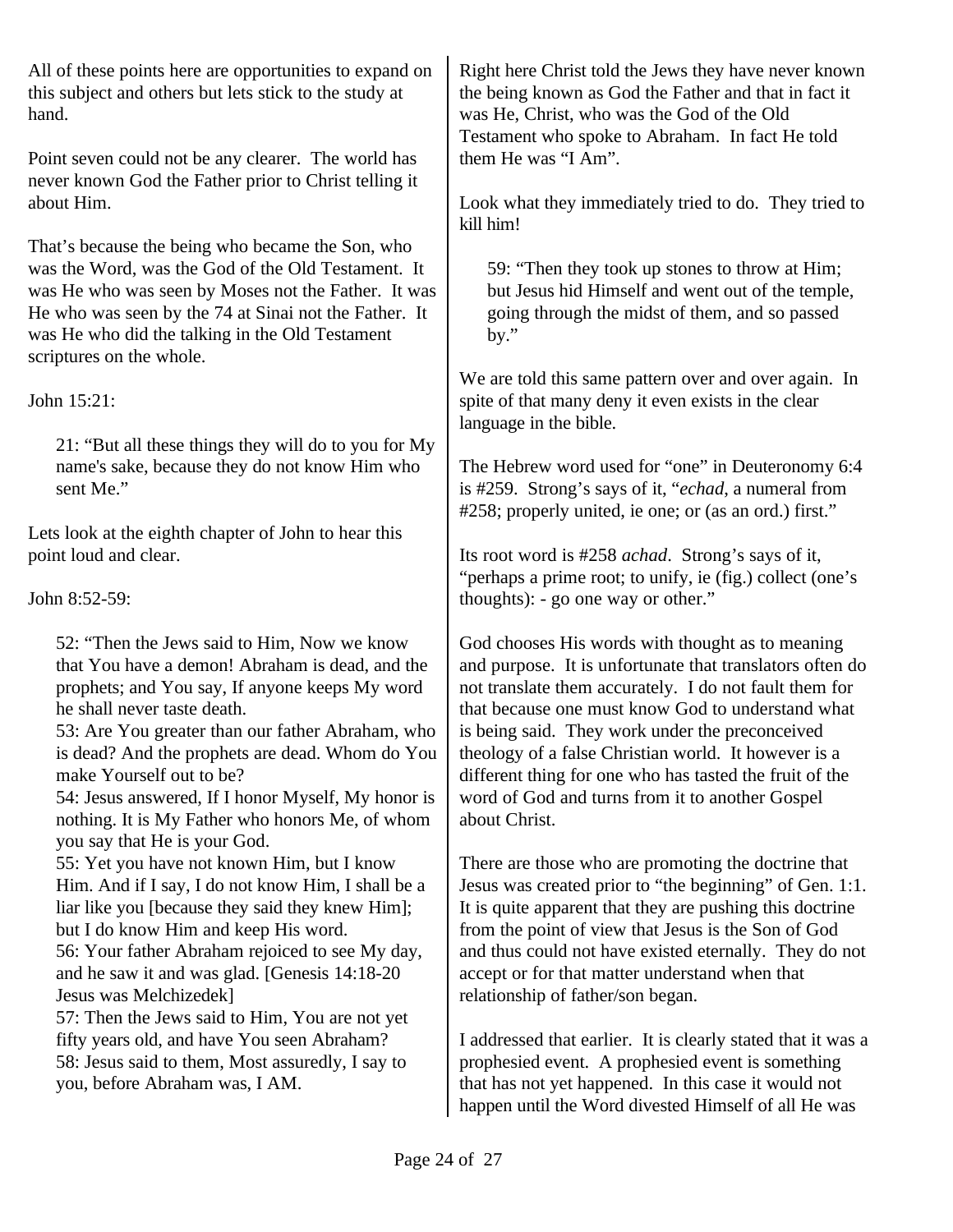All of these points here are opportunities to expand on this subject and others but lets stick to the study at hand.

Point seven could not be any clearer. The world has never known God the Father prior to Christ telling it about Him.

That's because the being who became the Son, who was the Word, was the God of the Old Testament. It was He who was seen by Moses not the Father. It was He who was seen by the 74 at Sinai not the Father. It was He who did the talking in the Old Testament scriptures on the whole.

John 15:21:

> 21: "But all these things they will do to you for My name's sake, because they do not know Him who sent Me."

Lets look at the eighth chapter of John to hear this point loud and clear.

John 8:52-59:

> 52: "Then the Jews said to Him, Now we know that You have a demon! Abraham is dead, and the prophets; and You say, If anyone keeps My word he shall never taste death.
> 53: Are You greater than our father Abraham, who is dead? And the prophets are dead. Whom do You make Yourself out to be?
> 54: Jesus answered, If I honor Myself, My honor is nothing. It is My Father who honors Me, of whom you say that He is your God.
> 55: Yet you have not known Him, but I know Him. And if I say, I do not know Him, I shall be a liar like you [because they said they knew Him]; but I do know Him and keep His word.
> 56: Your father Abraham rejoiced to see My day, and he saw it and was glad. [Genesis 14:18-20 Jesus was Melchizedek]
> 57: Then the Jews said to Him, You are not yet fifty years old, and have You seen Abraham?
> 58: Jesus said to them, Most assuredly, I say to you, before Abraham was, I AM.

Right here Christ told the Jews they have never known the being known as God the Father and that in fact it was He, Christ, who was the God of the Old Testament who spoke to Abraham. In fact He told them He was "I Am".

Look what they immediately tried to do. They tried to kill him!

> 59: "Then they took up stones to throw at Him; but Jesus hid Himself and went out of the temple, going through the midst of them, and so passed by."

We are told this same pattern over and over again. In spite of that many deny it even exists in the clear language in the bible.

The Hebrew word used for "one" in Deuteronomy 6:4 is #259. Strong's says of it, "*echad*, a numeral from #258; properly united, ie one; or (as an ord.) first."

Its root word is #258 *achad*. Strong's says of it, "perhaps a prime root; to unify, ie (fig.) collect (one's thoughts): - go one way or other."

God chooses His words with thought as to meaning and purpose. It is unfortunate that translators often do not translate them accurately. I do not fault them for that because one must know God to understand what is being said. They work under the preconceived theology of a false Christian world. It however is a different thing for one who has tasted the fruit of the word of God and turns from it to another Gospel about Christ.

There are those who are promoting the doctrine that Jesus was created prior to "the beginning" of Gen. 1:1. It is quite apparent that they are pushing this doctrine from the point of view that Jesus is the Son of God and thus could not have existed eternally. They do not accept or for that matter understand when that relationship of father/son began.

I addressed that earlier. It is clearly stated that it was a prophesied event. A prophesied event is something that has not yet happened. In this case it would not happen until the Word divested Himself of all He was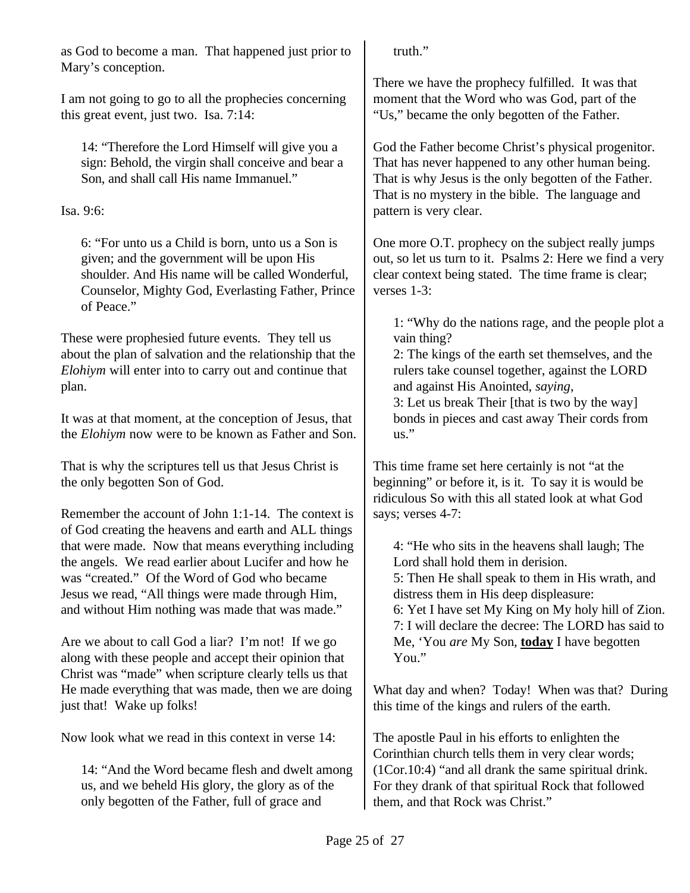as God to become a man. That happened just prior to Mary's conception.

I am not going to go to all the prophecies concerning this great event, just two. Isa. 7:14:

> 14: "Therefore the Lord Himself will give you a sign: Behold, the virgin shall conceive and bear a Son, and shall call His name Immanuel."

Isa. 9:6:

> 6: "For unto us a Child is born, unto us a Son is given; and the government will be upon His shoulder. And His name will be called Wonderful, Counselor, Mighty God, Everlasting Father, Prince of Peace."

These were prophesied future events. They tell us about the plan of salvation and the relationship that the *Elohiym* will enter into to carry out and continue that plan.

It was at that moment, at the conception of Jesus, that the *Elohiym* now were to be known as Father and Son.

That is why the scriptures tell us that Jesus Christ is the only begotten Son of God.

Remember the account of John 1:1-14. The context is of God creating the heavens and earth and ALL things that were made. Now that means everything including the angels. We read earlier about Lucifer and how he was "created." Of the Word of God who became Jesus we read, "All things were made through Him, and without Him nothing was made that was made."

Are we about to call God a liar? I'm not! If we go along with these people and accept their opinion that Christ was "made" when scripture clearly tells us that He made everything that was made, then we are doing just that! Wake up folks!

Now look what we read in this context in verse 14:

> 14: "And the Word became flesh and dwelt among us, and we beheld His glory, the glory as of the only begotten of the Father, full of grace and truth."

There we have the prophecy fulfilled. It was that moment that the Word who was God, part of the "Us," became the only begotten of the Father.

God the Father become Christ's physical progenitor. That has never happened to any other human being. That is why Jesus is the only begotten of the Father. That is no mystery in the bible. The language and pattern is very clear.

One more O.T. prophecy on the subject really jumps out, so let us turn to it. Psalms 2: Here we find a very clear context being stated. The time frame is clear; verses 1-3:

> 1: "Why do the nations rage, and the people plot a vain thing?
> 2: The kings of the earth set themselves, and the rulers take counsel together, against the LORD and against His Anointed, *saying*,
> 3: Let us break Their [that is two by the way] bonds in pieces and cast away Their cords from us."

This time frame set here certainly is not "at the beginning" or before it, is it. To say it is would be ridiculous So with this all stated look at what God says; verses 4-7:

> 4: "He who sits in the heavens shall laugh; The Lord shall hold them in derision.
> 5: Then He shall speak to them in His wrath, and distress them in His deep displeasure:
> 6: Yet I have set My King on My holy hill of Zion.
> 7: I will declare the decree: The LORD has said to Me, 'You *are* My Son, **today** I have begotten You."

What day and when? Today! When was that? During this time of the kings and rulers of the earth.

The apostle Paul in his efforts to enlighten the Corinthian church tells them in very clear words; (1Cor.10:4) "and all drank the same spiritual drink. For they drank of that spiritual Rock that followed them, and that Rock was Christ."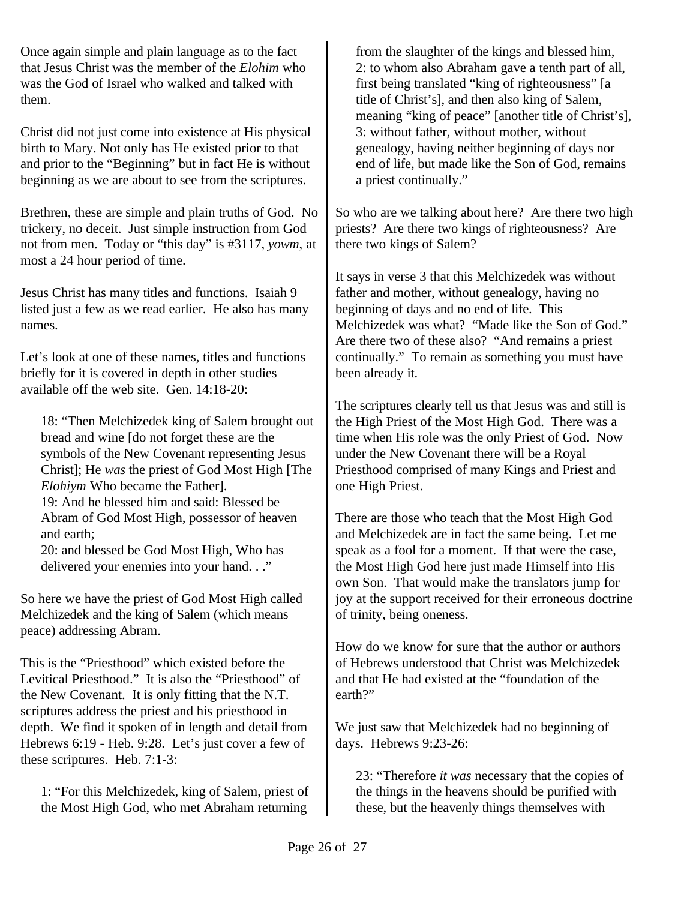Once again simple and plain language as to the fact that Jesus Christ was the member of the *Elohim* who was the God of Israel who walked and talked with them.

Christ did not just come into existence at His physical birth to Mary. Not only has He existed prior to that and prior to the "Beginning" but in fact He is without beginning as we are about to see from the scriptures.

Brethren, these are simple and plain truths of God. No trickery, no deceit. Just simple instruction from God not from men. Today or "this day" is #3117, *yowm*, at most a 24 hour period of time.

Jesus Christ has many titles and functions. Isaiah 9 listed just a few as we read earlier. He also has many names.

Let's look at one of these names, titles and functions briefly for it is covered in depth in other studies available off the web site. Gen. 14:18-20:

> 18: "Then Melchizedek king of Salem brought out bread and wine [do not forget these are the symbols of the New Covenant representing Jesus Christ]; He *was* the priest of God Most High [The *Elohiym* Who became the Father].
> 19: And he blessed him and said: Blessed be Abram of God Most High, possessor of heaven and earth;
> 20: and blessed be God Most High, Who has delivered your enemies into your hand. . ."

So here we have the priest of God Most High called Melchizedek and the king of Salem (which means peace) addressing Abram.

This is the "Priesthood" which existed before the Levitical Priesthood." It is also the "Priesthood" of the New Covenant. It is only fitting that the N.T. scriptures address the priest and his priesthood in depth. We find it spoken of in length and detail from Hebrews 6:19 - Heb. 9:28. Let's just cover a few of these scriptures. Heb. 7:1-3:

> 1: "For this Melchizedek, king of Salem, priest of the Most High God, who met Abraham returning from the slaughter of the kings and blessed him,
> 2: to whom also Abraham gave a tenth part of all, first being translated "king of righteousness" [a title of Christ's], and then also king of Salem, meaning "king of peace" [another title of Christ's],
> 3: without father, without mother, without genealogy, having neither beginning of days nor end of life, but made like the Son of God, remains a priest continually."

So who are we talking about here? Are there two high priests? Are there two kings of righteousness? Are there two kings of Salem?

It says in verse 3 that this Melchizedek was without father and mother, without genealogy, having no beginning of days and no end of life. This Melchizedek was what? "Made like the Son of God." Are there two of these also? "And remains a priest continually." To remain as something you must have been already it.

The scriptures clearly tell us that Jesus was and still is the High Priest of the Most High God. There was a time when His role was the only Priest of God. Now under the New Covenant there will be a Royal Priesthood comprised of many Kings and Priest and one High Priest.

There are those who teach that the Most High God and Melchizedek are in fact the same being. Let me speak as a fool for a moment. If that were the case, the Most High God here just made Himself into His own Son. That would make the translators jump for joy at the support received for their erroneous doctrine of trinity, being oneness.

How do we know for sure that the author or authors of Hebrews understood that Christ was Melchizedek and that He had existed at the "foundation of the earth?"

We just saw that Melchizedek had no beginning of days. Hebrews 9:23-26:

> 23: "Therefore *it was* necessary that the copies of the things in the heavens should be purified with these, but the heavenly things themselves with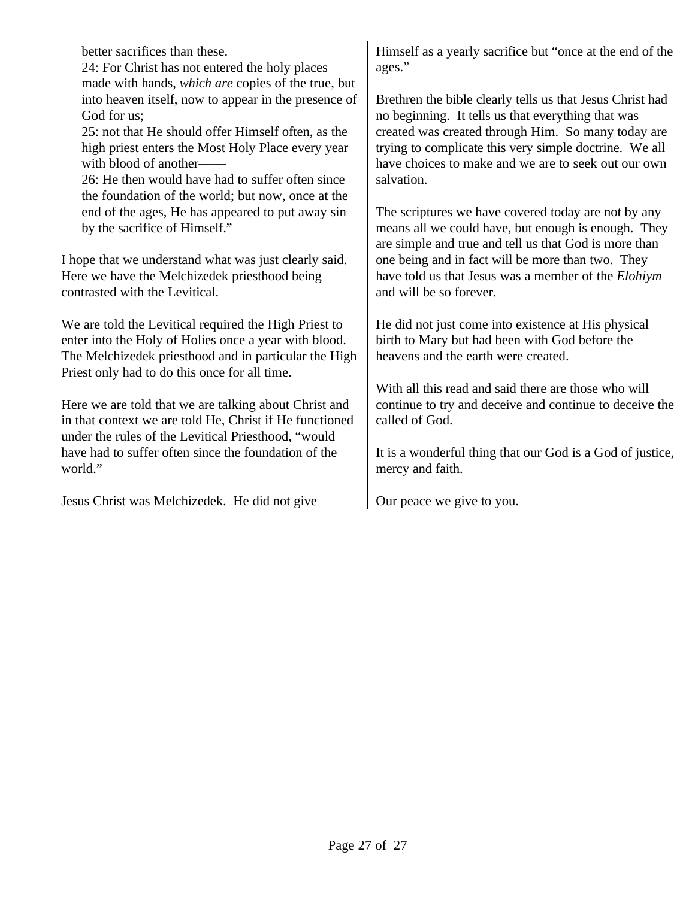better sacrifices than these.
24: For Christ has not entered the holy places made with hands, *which are* copies of the true, but into heaven itself, now to appear in the presence of God for us;
25: not that He should offer Himself often, as the high priest enters the Most Holy Place every year with blood of another——
26: He then would have had to suffer often since the foundation of the world; but now, once at the end of the ages, He has appeared to put away sin by the sacrifice of Himself."

I hope that we understand what was just clearly said. Here we have the Melchizedek priesthood being contrasted with the Levitical.

We are told the Levitical required the High Priest to enter into the Holy of Holies once a year with blood. The Melchizedek priesthood and in particular the High Priest only had to do this once for all time.

Here we are told that we are talking about Christ and in that context we are told He, Christ if He functioned under the rules of the Levitical Priesthood, "would have had to suffer often since the foundation of the world."

Jesus Christ was Melchizedek. He did not give Himself as a yearly sacrifice but "once at the end of the ages."

Brethren the bible clearly tells us that Jesus Christ had no beginning. It tells us that everything that was created was created through Him. So many today are trying to complicate this very simple doctrine. We all have choices to make and we are to seek out our own salvation.

The scriptures we have covered today are not by any means all we could have, but enough is enough. They are simple and true and tell us that God is more than one being and in fact will be more than two. They have told us that Jesus was a member of the *Elohiym* and will be so forever.

He did not just come into existence at His physical birth to Mary but had been with God before the heavens and the earth were created.

With all this read and said there are those who will continue to try and deceive and continue to deceive the called of God.

It is a wonderful thing that our God is a God of justice, mercy and faith.

Our peace we give to you.